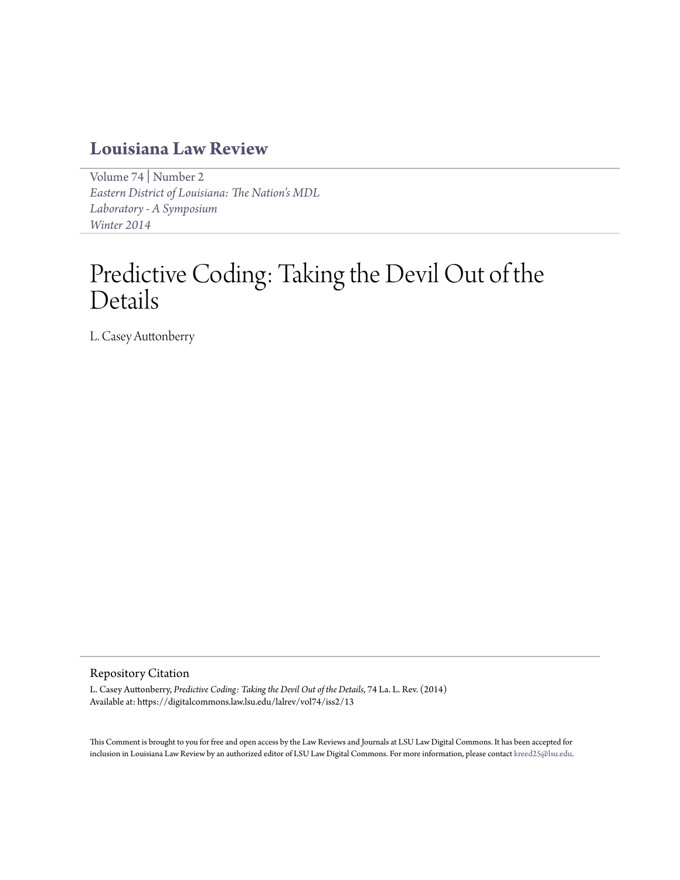# Louisiana Law Review

Volume 74 | Number 2
*Eastern District of Louisiana: The Nation's MDL Laboratory - A Symposium*
*Winter 2014*

# Predictive Coding: Taking the Devil Out of the Details

L. Casey Auttonberry

## Repository Citation

L. Casey Auttonberry, *Predictive Coding: Taking the Devil Out of the Details*, 74 La. L. Rev. (2014)
Available at: https://digitalcommons.law.lsu.edu/lalrev/vol74/iss2/13

This Comment is brought to you for free and open access by the Law Reviews and Journals at LSU Law Digital Commons. It has been accepted for inclusion in Louisiana Law Review by an authorized editor of LSU Law Digital Commons. For more information, please contact kreed25@lsu.edu.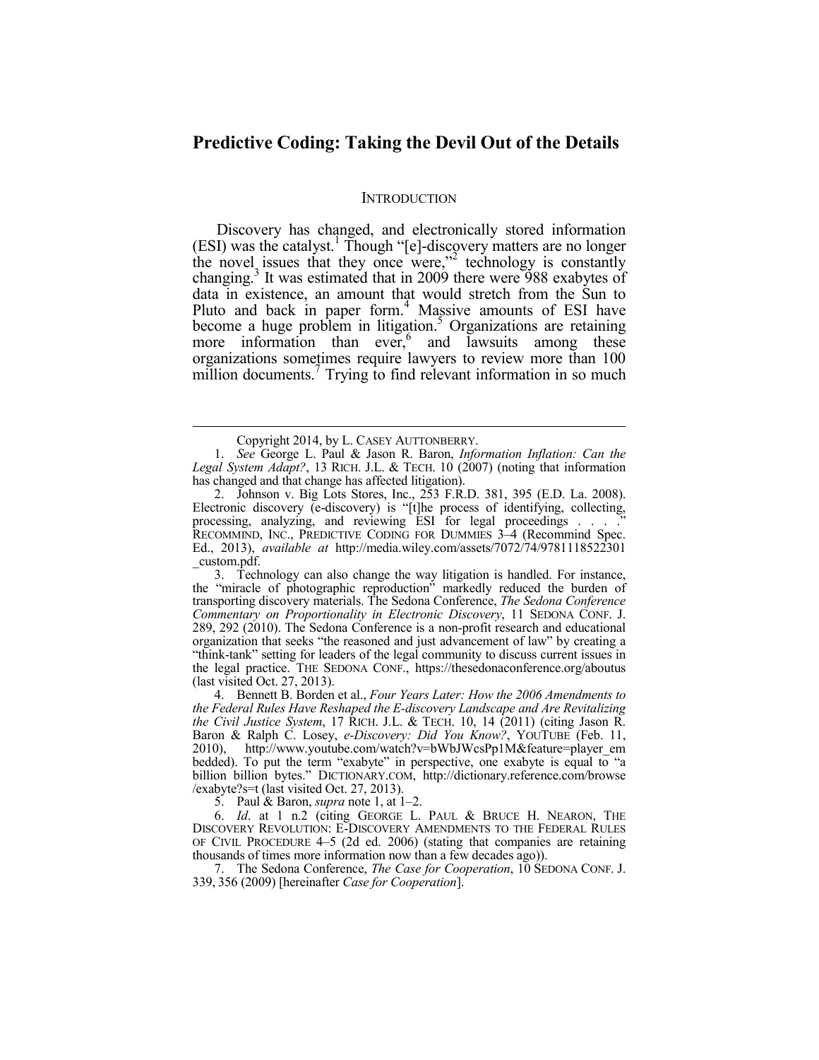# Predictive Coding: Taking the Devil Out of the Details

## INTRODUCTION

Discovery has changed, and electronically stored information (ESI) was the catalyst.[1] Though "[e]-discovery matters are no longer the novel issues that they once were,"[2] technology is constantly changing.[3] It was estimated that in 2009 there were 988 exabytes of data in existence, an amount that would stretch from the Sun to Pluto and back in paper form.[4] Massive amounts of ESI have become a huge problem in litigation.[5] Organizations are retaining more information than ever,[6] and lawsuits among these organizations sometimes require lawyers to review more than 100 million documents.[7] Trying to find relevant information in so much

---

Copyright 2014, by L. CASEY AUTTONBERRY.

1. *See* George L. Paul & Jason R. Baron, *Information Inflation: Can the Legal System Adapt?*, 13 RICH. J.L. & TECH. 10 (2007) (noting that information has changed and that change has affected litigation).

2. Johnson v. Big Lots Stores, Inc., 253 F.R.D. 381, 395 (E.D. La. 2008). Electronic discovery (e-discovery) is "[t]he process of identifying, collecting, processing, analyzing, and reviewing ESI for legal proceedings . . . ." RECOMMIND, INC., PREDICTIVE CODING FOR DUMMIES 3–4 (Recommind Spec. Ed., 2013), *available at* http://media.wiley.com/assets/7072/74/9781118522301_custom.pdf.

3. Technology can also change the way litigation is handled. For instance, the "miracle of photographic reproduction" markedly reduced the burden of transporting discovery materials. The Sedona Conference, *The Sedona Conference Commentary on Proportionality in Electronic Discovery*, 11 SEDONA CONF. J. 289, 292 (2010). The Sedona Conference is a non-profit research and educational organization that seeks "the reasoned and just advancement of law" by creating a "think-tank" setting for leaders of the legal community to discuss current issues in the legal practice. THE SEDONA CONF., https://thesedonaconference.org/aboutus (last visited Oct. 27, 2013).

4. Bennett B. Borden et al., *Four Years Later: How the 2006 Amendments to the Federal Rules Have Reshaped the E-discovery Landscape and Are Revitalizing the Civil Justice System*, 17 RICH. J.L. & TECH. 10, 14 (2011) (citing Jason R. Baron & Ralph C. Losey, *e-Discovery: Did You Know?*, YOUTUBE (Feb. 11, 2010), http://www.youtube.com/watch?v=bWbJWcsPp1M&feature=player_embedded). To put the term "exabyte" in perspective, one exabyte is equal to "a billion billion bytes." DICTIONARY.COM, http://dictionary.reference.com/browse/exabyte?s=t (last visited Oct. 27, 2013).

5. Paul & Baron, *supra* note 1, at 1–2.

6. *Id*. at 1 n.2 (citing GEORGE L. PAUL & BRUCE H. NEARON, THE DISCOVERY REVOLUTION: E-DISCOVERY AMENDMENTS TO THE FEDERAL RULES OF CIVIL PROCEDURE 4–5 (2d ed. 2006) (stating that companies are retaining thousands of times more information now than a few decades ago)).

7. The Sedona Conference, *The Case for Cooperation*, 10 SEDONA CONF. J. 339, 356 (2009) [hereinafter *Case for Cooperation*].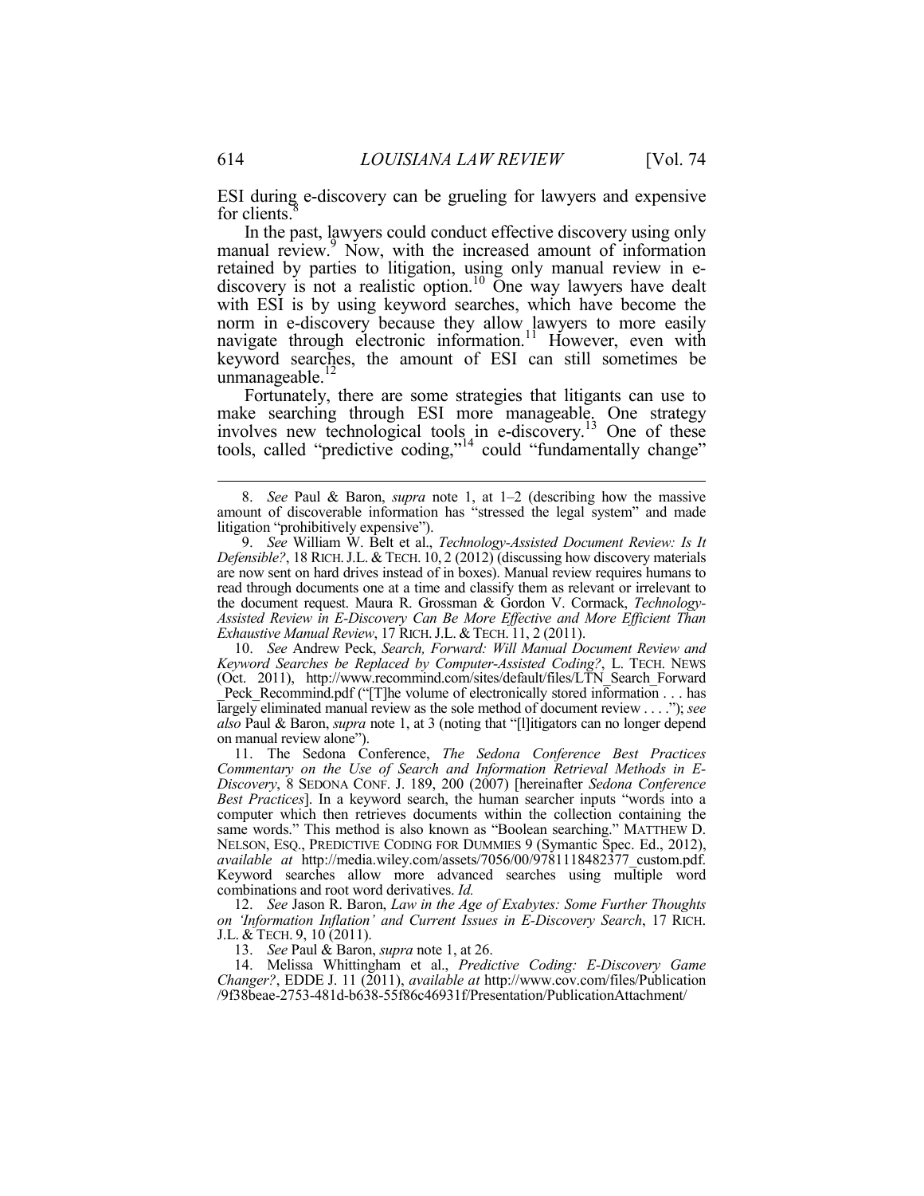ESI during e-discovery can be grueling for lawyers and expensive for clients.[8]

In the past, lawyers could conduct effective discovery using only manual review.[9] Now, with the increased amount of information retained by parties to litigation, using only manual review in e-discovery is not a realistic option.[10] One way lawyers have dealt with ESI is by using keyword searches, which have become the norm in e-discovery because they allow lawyers to more easily navigate through electronic information.[11] However, even with keyword searches, the amount of ESI can still sometimes be unmanageable.[12]

Fortunately, there are some strategies that litigants can use to make searching through ESI more manageable. One strategy involves new technological tools in e-discovery.[13] One of these tools, called "predictive coding,"[14] could "fundamentally change"

---

8. *See* Paul & Baron, *supra* note 1, at 1–2 (describing how the massive amount of discoverable information has "stressed the legal system" and made litigation "prohibitively expensive").

9. *See* William W. Belt et al., *Technology-Assisted Document Review: Is It Defensible?*, 18 RICH. J.L. & TECH. 10, 2 (2012) (discussing how discovery materials are now sent on hard drives instead of in boxes). Manual review requires humans to read through documents one at a time and classify them as relevant or irrelevant to the document request. Maura R. Grossman & Gordon V. Cormack, *Technology-Assisted Review in E-Discovery Can Be More Effective and More Efficient Than Exhaustive Manual Review*, 17 RICH. J.L. & TECH. 11, 2 (2011).

10. *See* Andrew Peck, *Search, Forward: Will Manual Document Review and Keyword Searches be Replaced by Computer-Assisted Coding?*, L. TECH. NEWS (Oct. 2011), http://www.recommind.com/sites/default/files/LTN_Search_Forward_Peck_Recommind.pdf ("[T]he volume of electronically stored information . . . has largely eliminated manual review as the sole method of document review . . . ."); *see also* Paul & Baron, *supra* note 1, at 3 (noting that "[l]itigators can no longer depend on manual review alone").

11. The Sedona Conference, *The Sedona Conference Best Practices Commentary on the Use of Search and Information Retrieval Methods in E-Discovery*, 8 SEDONA CONF. J. 189, 200 (2007) [hereinafter *Sedona Conference Best Practices*]. In a keyword search, the human searcher inputs "words into a computer which then retrieves documents within the collection containing the same words." This method is also known as "Boolean searching." MATTHEW D. NELSON, ESQ., PREDICTIVE CODING FOR DUMMIES 9 (Symantic Spec. Ed., 2012), *available at* http://media.wiley.com/assets/7056/00/9781118482377_custom.pdf. Keyword searches allow more advanced searches using multiple word combinations and root word derivatives. *Id.*

12. *See* Jason R. Baron, *Law in the Age of Exabytes: Some Further Thoughts on 'Information Inflation' and Current Issues in E-Discovery Search*, 17 RICH. J.L. & TECH. 9, 10 (2011).

13. *See* Paul & Baron, *supra* note 1, at 26.

14. Melissa Whittingham et al., *Predictive Coding: E-Discovery Game Changer?*, EDDE J. 11 (2011), *available at* http://www.cov.com/files/Publication/9f38beae-2753-481d-b638-55f86c46931f/Presentation/PublicationAttachment/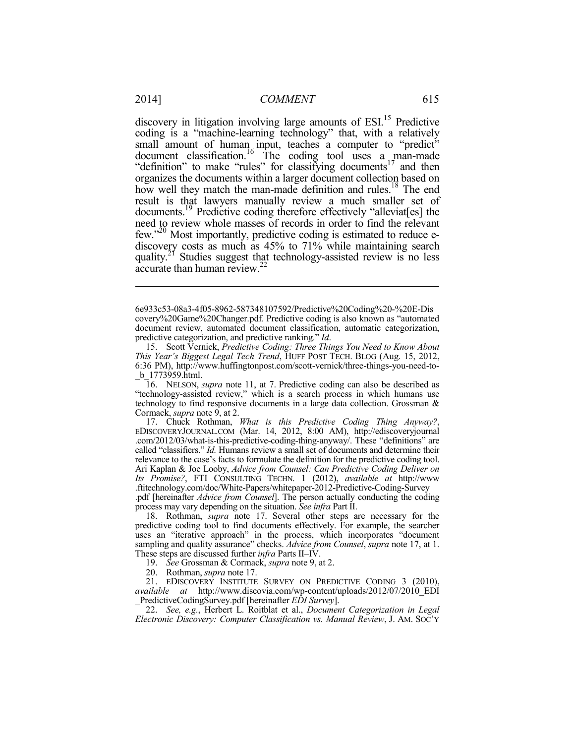discovery in litigation involving large amounts of ESI.[15] Predictive coding is a "machine-learning technology" that, with a relatively small amount of human input, teaches a computer to "predict" document classification.[16] The coding tool uses a man-made "definition" to make "rules" for classifying documents[17] and then organizes the documents within a larger document collection based on how well they match the man-made definition and rules.[18] The end result is that lawyers manually review a much smaller set of documents.[19] Predictive coding therefore effectively "alleviat[es] the need to review whole masses of records in order to find the relevant few."[20] Most importantly, predictive coding is estimated to reduce e-discovery costs as much as 45% to 71% while maintaining search quality.[21] Studies suggest that technology-assisted review is no less accurate than human review.[22]

---

6e933c53-08a3-4f05-8962-587348107592/Predictive%20Coding%20-%20E-Discovery%20Game%20Changer.pdf. Predictive coding is also known as "automated document review, automated document classification, automatic categorization, predictive categorization, and predictive ranking." *Id*.

15. Scott Vernick, *Predictive Coding: Three Things You Need to Know About This Year's Biggest Legal Tech Trend*, HUFF POST TECH. BLOG (Aug. 15, 2012, 6:36 PM), http://www.huffingtonpost.com/scott-vernick/three-things-you-need-to-_b_1773959.html.

16. NELSON, *supra* note 11, at 7. Predictive coding can also be described as "technology-assisted review," which is a search process in which humans use technology to find responsive documents in a large data collection. Grossman & Cormack, *supra* note 9, at 2.

17. Chuck Rothman, *What is this Predictive Coding Thing Anyway?*, EDISCOVERYJOURNAL.COM (Mar. 14, 2012, 8:00 AM), http://ediscoveryjournal.com/2012/03/what-is-this-predictive-coding-thing-anyway/. These "definitions" are called "classifiers." *Id.* Humans review a small set of documents and determine their relevance to the case's facts to formulate the definition for the predictive coding tool. Ari Kaplan & Joe Looby, *Advice from Counsel: Can Predictive Coding Deliver on Its Promise?*, FTI CONSULTING TECHN. 1 (2012), *available at* http://www.ftitechnology.com/doc/White-Papers/whitepaper-2012-Predictive-Coding-Survey.pdf [hereinafter *Advice from Counsel*]. The person actually conducting the coding process may vary depending on the situation. *See infra* Part II.

18. Rothman, *supra* note 17. Several other steps are necessary for the predictive coding tool to find documents effectively. For example, the searcher uses an "iterative approach" in the process, which incorporates "document sampling and quality assurance" checks. *Advice from Counsel*, *supra* note 17, at 1. These steps are discussed further *infra* Parts II–IV.

19. *See* Grossman & Cormack, *supra* note 9, at 2.

20. Rothman, *supra* note 17.

21. EDISCOVERY INSTITUTE SURVEY ON PREDICTIVE CODING 3 (2010), *available at* http://www.discovia.com/wp-content/uploads/2012/07/2010_EDI_PredictiveCodingSurvey.pdf [hereinafter *EDI Survey*].

22. *See, e.g.*, Herbert L. Roitblat et al., *Document Categorization in Legal Electronic Discovery: Computer Classification vs. Manual Review*, J. AM. SOC'Y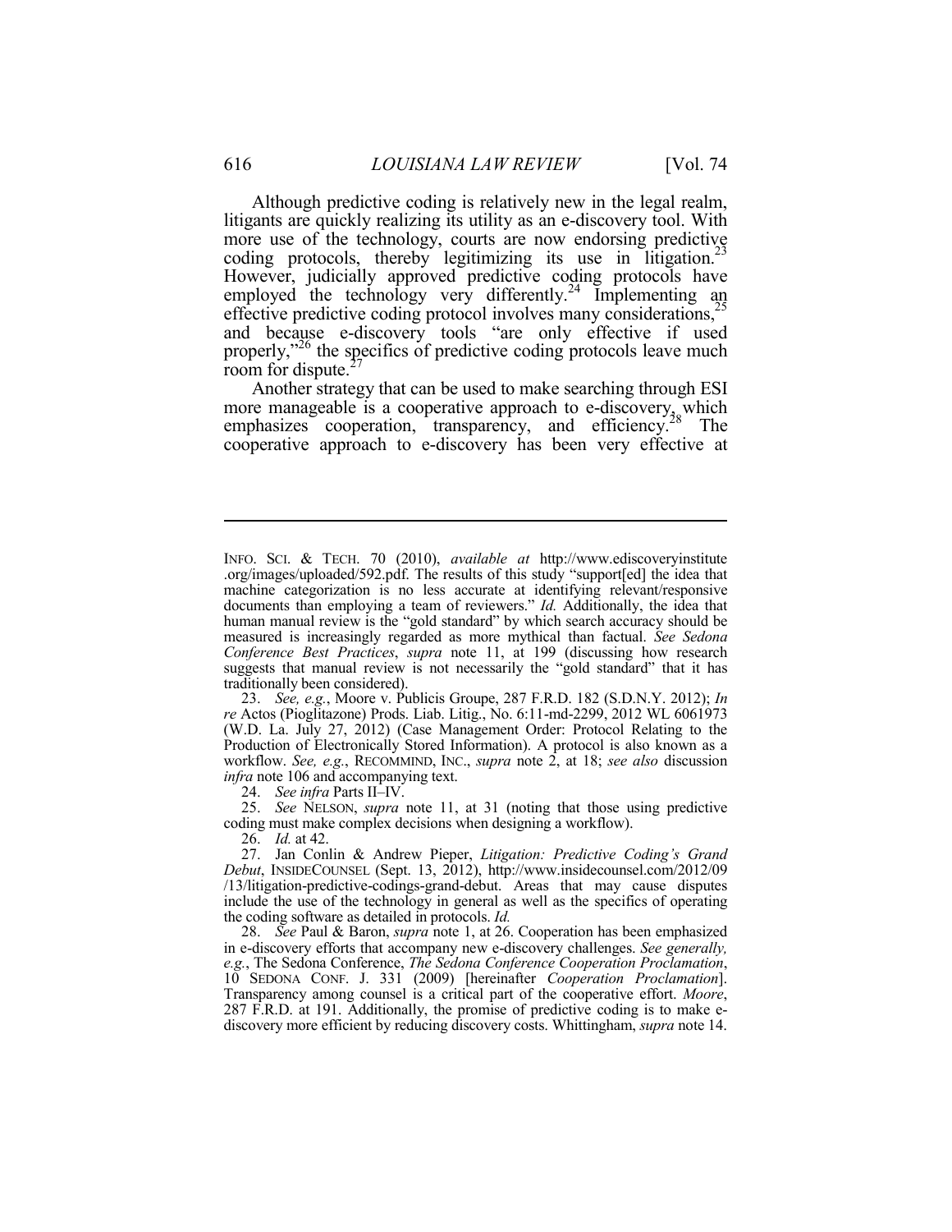Although predictive coding is relatively new in the legal realm, litigants are quickly realizing its utility as an e-discovery tool. With more use of the technology, courts are now endorsing predictive coding protocols, thereby legitimizing its use in litigation.[23] However, judicially approved predictive coding protocols have employed the technology very differently.[24] Implementing an effective predictive coding protocol involves many considerations,[25] and because e-discovery tools "are only effective if used properly,"[26] the specifics of predictive coding protocols leave much room for dispute.[27]

Another strategy that can be used to make searching through ESI more manageable is a cooperative approach to e-discovery, which emphasizes cooperation, transparency, and efficiency.[28] The cooperative approach to e-discovery has been very effective at

---

INFO. SCI. & TECH. 70 (2010), *available at* http://www.ediscoveryinstitute.org/images/uploaded/592.pdf. The results of this study "support[ed] the idea that machine categorization is no less accurate at identifying relevant/responsive documents than employing a team of reviewers." *Id.* Additionally, the idea that human manual review is the "gold standard" by which search accuracy should be measured is increasingly regarded as more mythical than factual. *See Sedona Conference Best Practices*, *supra* note 11, at 199 (discussing how research suggests that manual review is not necessarily the "gold standard" that it has traditionally been considered).

23. *See, e.g.*, Moore v. Publicis Groupe, 287 F.R.D. 182 (S.D.N.Y. 2012); *In re* Actos (Pioglitazone) Prods. Liab. Litig., No. 6:11-md-2299, 2012 WL 6061973 (W.D. La. July 27, 2012) (Case Management Order: Protocol Relating to the Production of Electronically Stored Information). A protocol is also known as a workflow. *See, e.g.*, RECOMMIND, INC., *supra* note 2, at 18; *see also* discussion *infra* note 106 and accompanying text.

24. *See infra* Parts II–IV.

25. *See* NELSON, *supra* note 11, at 31 (noting that those using predictive coding must make complex decisions when designing a workflow).

26. *Id.* at 42.

27. Jan Conlin & Andrew Pieper, *Litigation: Predictive Coding's Grand Debut*, INSIDECOUNSEL (Sept. 13, 2012), http://www.insidecounsel.com/2012/09/13/litigation-predictive-codings-grand-debut. Areas that may cause disputes include the use of the technology in general as well as the specifics of operating the coding software as detailed in protocols. *Id.*

28. *See* Paul & Baron, *supra* note 1, at 26. Cooperation has been emphasized in e-discovery efforts that accompany new e-discovery challenges. *See generally, e.g.*, The Sedona Conference, *The Sedona Conference Cooperation Proclamation*, 10 SEDONA CONF. J. 331 (2009) [hereinafter *Cooperation Proclamation*]. Transparency among counsel is a critical part of the cooperative effort. *Moore*, 287 F.R.D. at 191. Additionally, the promise of predictive coding is to make e-discovery more efficient by reducing discovery costs. Whittingham, *supra* note 14.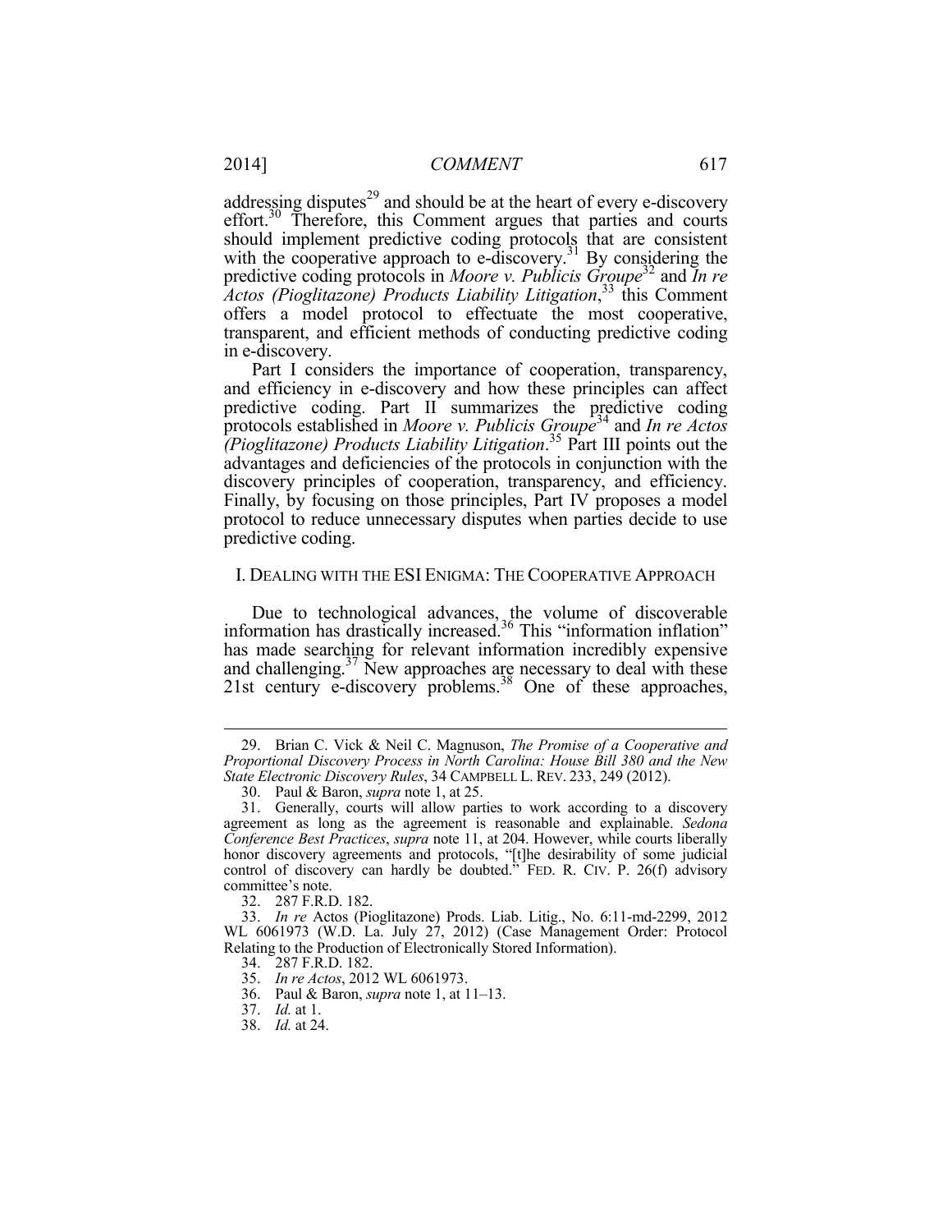addressing disputes[29] and should be at the heart of every e-discovery effort.[30] Therefore, this Comment argues that parties and courts should implement predictive coding protocols that are consistent with the cooperative approach to e-discovery.[31] By considering the predictive coding protocols in *Moore v. Publicis Groupe*[32] and *In re Actos (Pioglitazone) Products Liability Litigation*,[33] this Comment offers a model protocol to effectuate the most cooperative, transparent, and efficient methods of conducting predictive coding in e-discovery.

Part I considers the importance of cooperation, transparency, and efficiency in e-discovery and how these principles can affect predictive coding. Part II summarizes the predictive coding protocols established in *Moore v. Publicis Groupe*[34] and *In re Actos (Pioglitazone) Products Liability Litigation*.[35] Part III points out the advantages and deficiencies of the protocols in conjunction with the discovery principles of cooperation, transparency, and efficiency. Finally, by focusing on those principles, Part IV proposes a model protocol to reduce unnecessary disputes when parties decide to use predictive coding.

## I. DEALING WITH THE ESI ENIGMA: THE COOPERATIVE APPROACH

Due to technological advances, the volume of discoverable information has drastically increased.[36] This "information inflation" has made searching for relevant information incredibly expensive and challenging.[37] New approaches are necessary to deal with these 21st century e-discovery problems.[38] One of these approaches,

---

29. Brian C. Vick & Neil C. Magnuson, *The Promise of a Cooperative and Proportional Discovery Process in North Carolina: House Bill 380 and the New State Electronic Discovery Rules*, 34 CAMPBELL L. REV. 233, 249 (2012).

30. Paul & Baron, *supra* note 1, at 25.

31. Generally, courts will allow parties to work according to a discovery agreement as long as the agreement is reasonable and explainable. *Sedona Conference Best Practices*, *supra* note 11, at 204. However, while courts liberally honor discovery agreements and protocols, "[t]he desirability of some judicial control of discovery can hardly be doubted." FED. R. CIV. P. 26(f) advisory committee's note.

32. 287 F.R.D. 182.

33. *In re* Actos (Pioglitazone) Prods. Liab. Litig., No. 6:11-md-2299, 2012 WL 6061973 (W.D. La. July 27, 2012) (Case Management Order: Protocol Relating to the Production of Electronically Stored Information).

34. 287 F.R.D. 182.

35. *In re Actos*, 2012 WL 6061973.

36. Paul & Baron, *supra* note 1, at 11–13.

37. *Id.* at 1.

38. *Id.* at 24.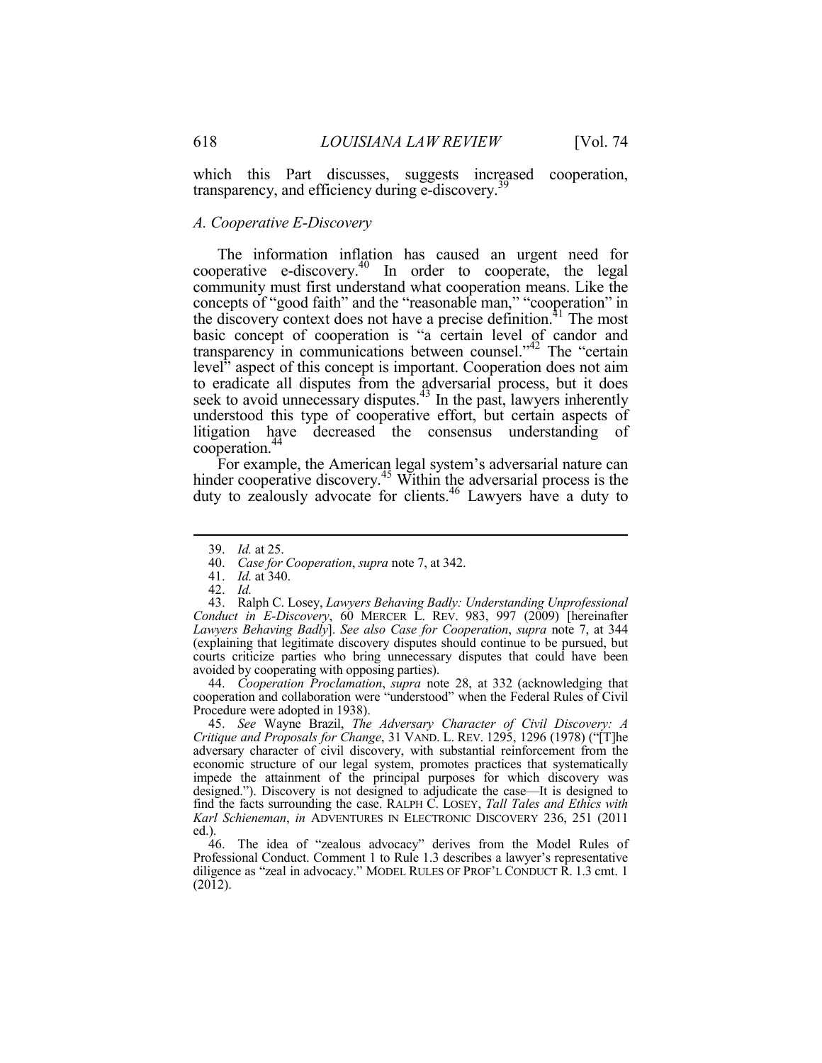which this Part discusses, suggests increased cooperation, transparency, and efficiency during e-discovery.[39]

### *A. Cooperative E-Discovery*

The information inflation has caused an urgent need for cooperative e-discovery.[40] In order to cooperate, the legal community must first understand what cooperation means. Like the concepts of "good faith" and the "reasonable man," "cooperation" in the discovery context does not have a precise definition.[41] The most basic concept of cooperation is "a certain level of candor and transparency in communications between counsel."[42] The "certain level" aspect of this concept is important. Cooperation does not aim to eradicate all disputes from the adversarial process, but it does seek to avoid unnecessary disputes.[43] In the past, lawyers inherently understood this type of cooperative effort, but certain aspects of litigation have decreased the consensus understanding of cooperation.[44]

For example, the American legal system's adversarial nature can hinder cooperative discovery.[45] Within the adversarial process is the duty to zealously advocate for clients.[46] Lawyers have a duty to

---

39. *Id.* at 25.

40. *Case for Cooperation*, *supra* note 7, at 342.

41. *Id.* at 340.

42. *Id.*

43. Ralph C. Losey, *Lawyers Behaving Badly: Understanding Unprofessional Conduct in E-Discovery*, 60 MERCER L. REV. 983, 997 (2009) [hereinafter *Lawyers Behaving Badly*]. *See also Case for Cooperation*, *supra* note 7, at 344 (explaining that legitimate discovery disputes should continue to be pursued, but courts criticize parties who bring unnecessary disputes that could have been avoided by cooperating with opposing parties).

44. *Cooperation Proclamation*, *supra* note 28, at 332 (acknowledging that cooperation and collaboration were "understood" when the Federal Rules of Civil Procedure were adopted in 1938).

45. *See* Wayne Brazil, *The Adversary Character of Civil Discovery: A Critique and Proposals for Change*, 31 VAND. L. REV. 1295, 1296 (1978) ("[T]he adversary character of civil discovery, with substantial reinforcement from the economic structure of our legal system, promotes practices that systematically impede the attainment of the principal purposes for which discovery was designed."). Discovery is not designed to adjudicate the case—It is designed to find the facts surrounding the case. RALPH C. LOSEY, *Tall Tales and Ethics with Karl Schieneman*, *in* ADVENTURES IN ELECTRONIC DISCOVERY 236, 251 (2011 ed.).

46. The idea of "zealous advocacy" derives from the Model Rules of Professional Conduct. Comment 1 to Rule 1.3 describes a lawyer's representative diligence as "zeal in advocacy." MODEL RULES OF PROF'L CONDUCT R. 1.3 cmt. 1 (2012).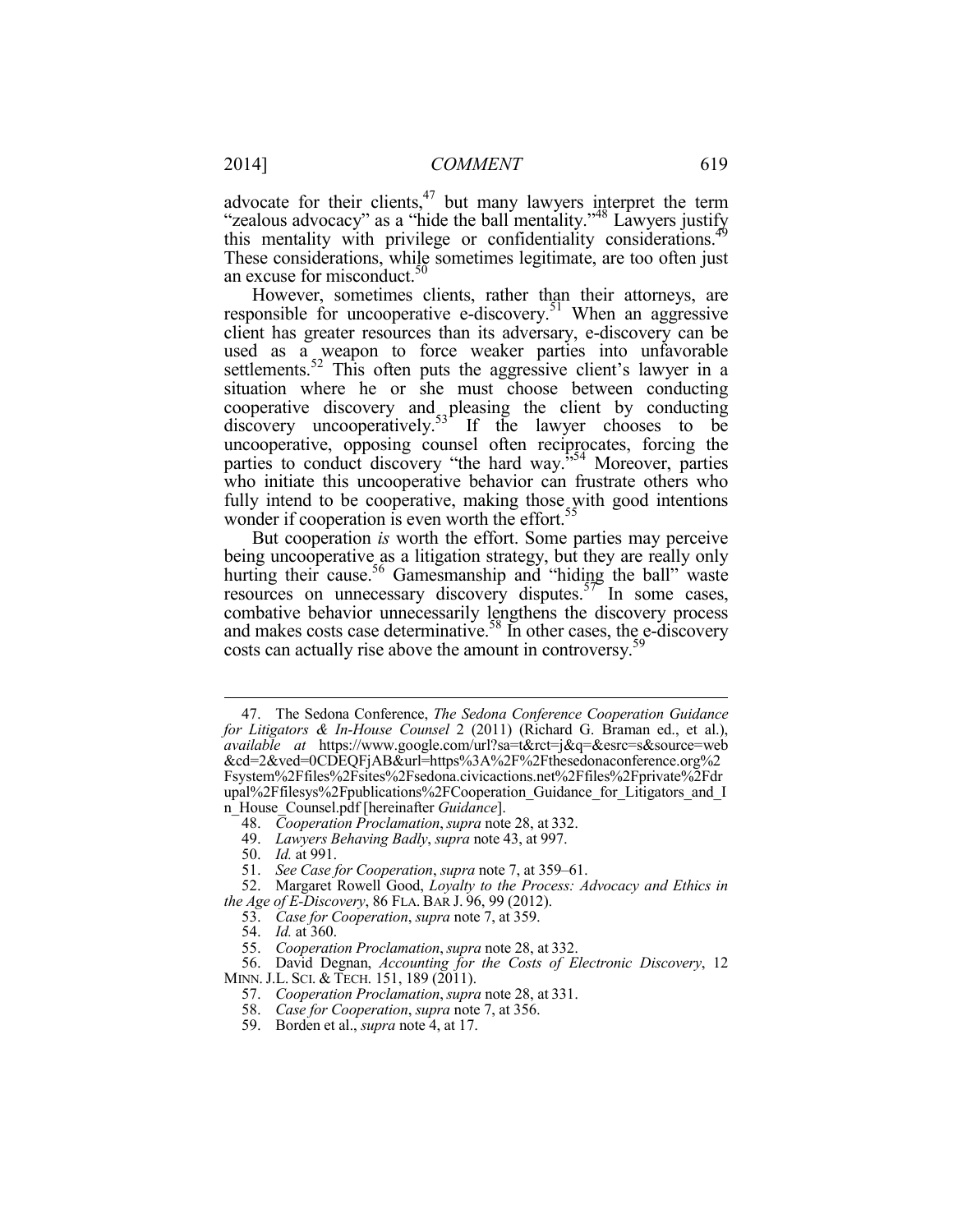advocate for their clients,[47] but many lawyers interpret the term "zealous advocacy" as a "hide the ball mentality."[48] Lawyers justify this mentality with privilege or confidentiality considerations.[49] These considerations, while sometimes legitimate, are too often just an excuse for misconduct.[50]

However, sometimes clients, rather than their attorneys, are responsible for uncooperative e-discovery.[51] When an aggressive client has greater resources than its adversary, e-discovery can be used as a weapon to force weaker parties into unfavorable settlements.[52] This often puts the aggressive client's lawyer in a situation where he or she must choose between conducting cooperative discovery and pleasing the client by conducting discovery uncooperatively.[53] If the lawyer chooses to be uncooperative, opposing counsel often reciprocates, forcing the parties to conduct discovery "the hard way."[54] Moreover, parties who initiate this uncooperative behavior can frustrate others who fully intend to be cooperative, making those with good intentions wonder if cooperation is even worth the effort.[55]

But cooperation *is* worth the effort. Some parties may perceive being uncooperative as a litigation strategy, but they are really only hurting their cause.[56] Gamesmanship and "hiding the ball" waste resources on unnecessary discovery disputes.[57] In some cases, combative behavior unnecessarily lengthens the discovery process and makes costs case determinative.[58] In other cases, the e-discovery costs can actually rise above the amount in controversy.[59]

---

47. The Sedona Conference, *The Sedona Conference Cooperation Guidance for Litigators & In-House Counsel* 2 (2011) (Richard G. Braman ed., et al.), *available at* https://www.google.com/url?sa=t&rct=j&q=&esrc=s&source=web&cd=2&ved=0CDEQFjAB&url=https%3A%2F%2Fthesedonaconference.org%2Fsystem%2Ffiles%2Fsites%2Fsedona.civicactions.net%2Ffiles%2Fprivate%2Fdrupal%2Ffilesys%2Fpublications%2FCooperation_Guidance_for_Litigators_and_In_House_Counsel.pdf [hereinafter *Guidance*].

48. *Cooperation Proclamation*, *supra* note 28, at 332.

49. *Lawyers Behaving Badly*, *supra* note 43, at 997.

50. *Id.* at 991.

51. *See Case for Cooperation*, *supra* note 7, at 359–61.

52. Margaret Rowell Good, *Loyalty to the Process: Advocacy and Ethics in the Age of E-Discovery*, 86 FLA. BAR J. 96, 99 (2012).

53. *Case for Cooperation*, *supra* note 7, at 359.

54. *Id.* at 360.

55. *Cooperation Proclamation*, *supra* note 28, at 332.

56. David Degnan, *Accounting for the Costs of Electronic Discovery*, 12 MINN. J.L. SCI. & TECH. 151, 189 (2011).

57. *Cooperation Proclamation*, *supra* note 28, at 331.

58. *Case for Cooperation*, *supra* note 7, at 356.

59. Borden et al., *supra* note 4, at 17.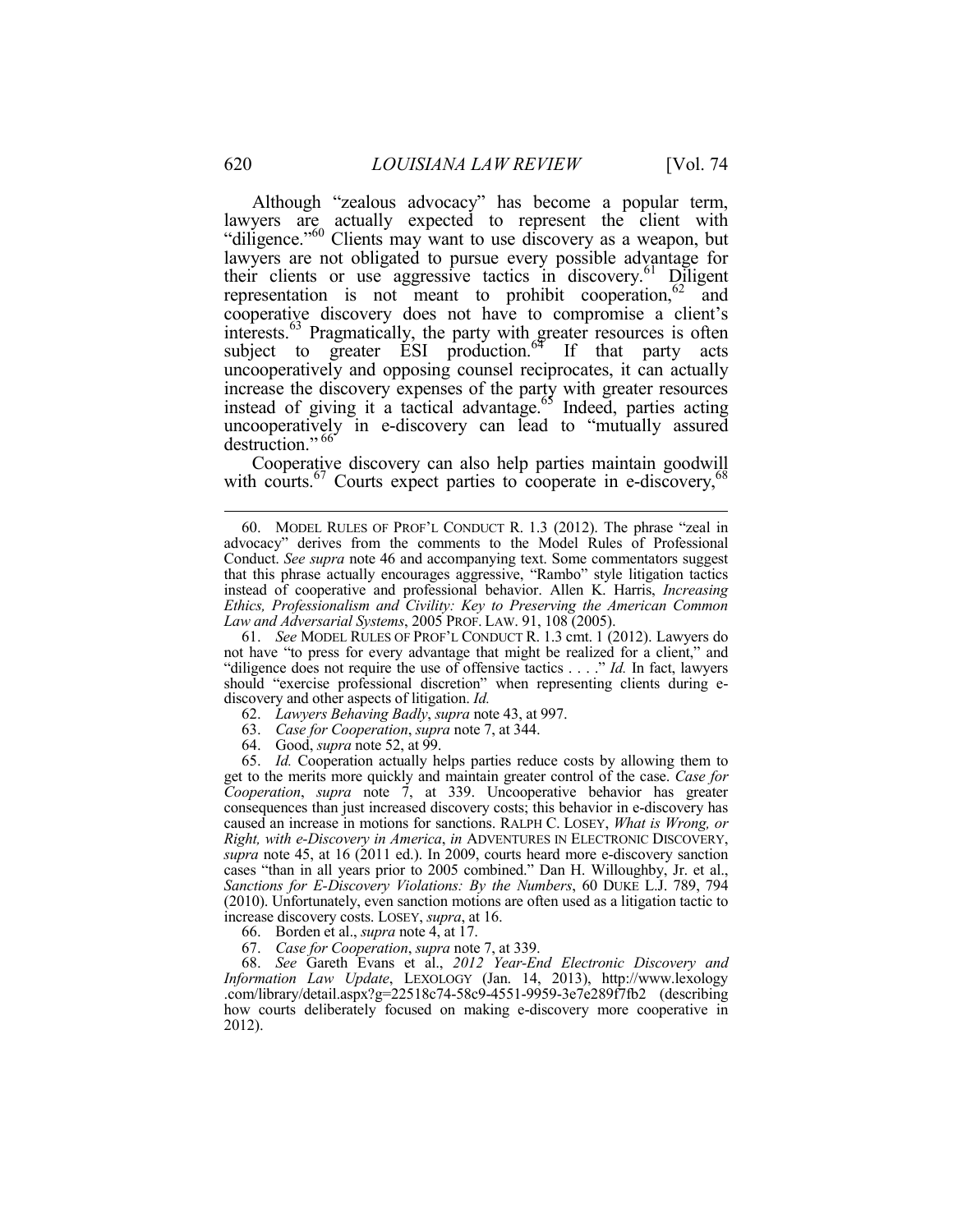Although "zealous advocacy" has become a popular term, lawyers are actually expected to represent the client with "diligence."[60] Clients may want to use discovery as a weapon, but lawyers are not obligated to pursue every possible advantage for their clients or use aggressive tactics in discovery.[61] Diligent representation is not meant to prohibit cooperation,[62] and cooperative discovery does not have to compromise a client's interests.[63] Pragmatically, the party with greater resources is often subject to greater ESI production.[64] If that party acts uncooperatively and opposing counsel reciprocates, it can actually increase the discovery expenses of the party with greater resources instead of giving it a tactical advantage.[65] Indeed, parties acting uncooperatively in e-discovery can lead to "mutually assured destruction."[66]

Cooperative discovery can also help parties maintain goodwill with courts.[67] Courts expect parties to cooperate in e-discovery,[68]

---

60. MODEL RULES OF PROF'L CONDUCT R. 1.3 (2012). The phrase "zeal in advocacy" derives from the comments to the Model Rules of Professional Conduct. *See supra* note 46 and accompanying text. Some commentators suggest that this phrase actually encourages aggressive, "Rambo" style litigation tactics instead of cooperative and professional behavior. Allen K. Harris, *Increasing Ethics, Professionalism and Civility: Key to Preserving the American Common Law and Adversarial Systems*, 2005 PROF. LAW. 91, 108 (2005).

61. *See* MODEL RULES OF PROF'L CONDUCT R. 1.3 cmt. 1 (2012). Lawyers do not have "to press for every advantage that might be realized for a client," and "diligence does not require the use of offensive tactics . . . ." *Id.* In fact, lawyers should "exercise professional discretion" when representing clients during e-discovery and other aspects of litigation. *Id.*

62. *Lawyers Behaving Badly*, *supra* note 43, at 997.

63. *Case for Cooperation*, *supra* note 7, at 344.

64. Good, *supra* note 52, at 99.

65. *Id.* Cooperation actually helps parties reduce costs by allowing them to get to the merits more quickly and maintain greater control of the case. *Case for Cooperation*, *supra* note 7, at 339. Uncooperative behavior has greater consequences than just increased discovery costs; this behavior in e-discovery has caused an increase in motions for sanctions. RALPH C. LOSEY, *What is Wrong, or Right, with e-Discovery in America*, *in* ADVENTURES IN ELECTRONIC DISCOVERY, *supra* note 45, at 16 (2011 ed.). In 2009, courts heard more e-discovery sanction cases "than in all years prior to 2005 combined." Dan H. Willoughby, Jr. et al., *Sanctions for E-Discovery Violations: By the Numbers*, 60 DUKE L.J. 789, 794 (2010). Unfortunately, even sanction motions are often used as a litigation tactic to increase discovery costs. LOSEY, *supra*, at 16.

66. Borden et al., *supra* note 4, at 17.

67. *Case for Cooperation*, *supra* note 7, at 339.

68. *See* Gareth Evans et al., *2012 Year-End Electronic Discovery and Information Law Update*, LEXOLOGY (Jan. 14, 2013), http://www.lexology.com/library/detail.aspx?g=22518c74-58c9-4551-9959-3e7e289f7fb2 (describing how courts deliberately focused on making e-discovery more cooperative in 2012).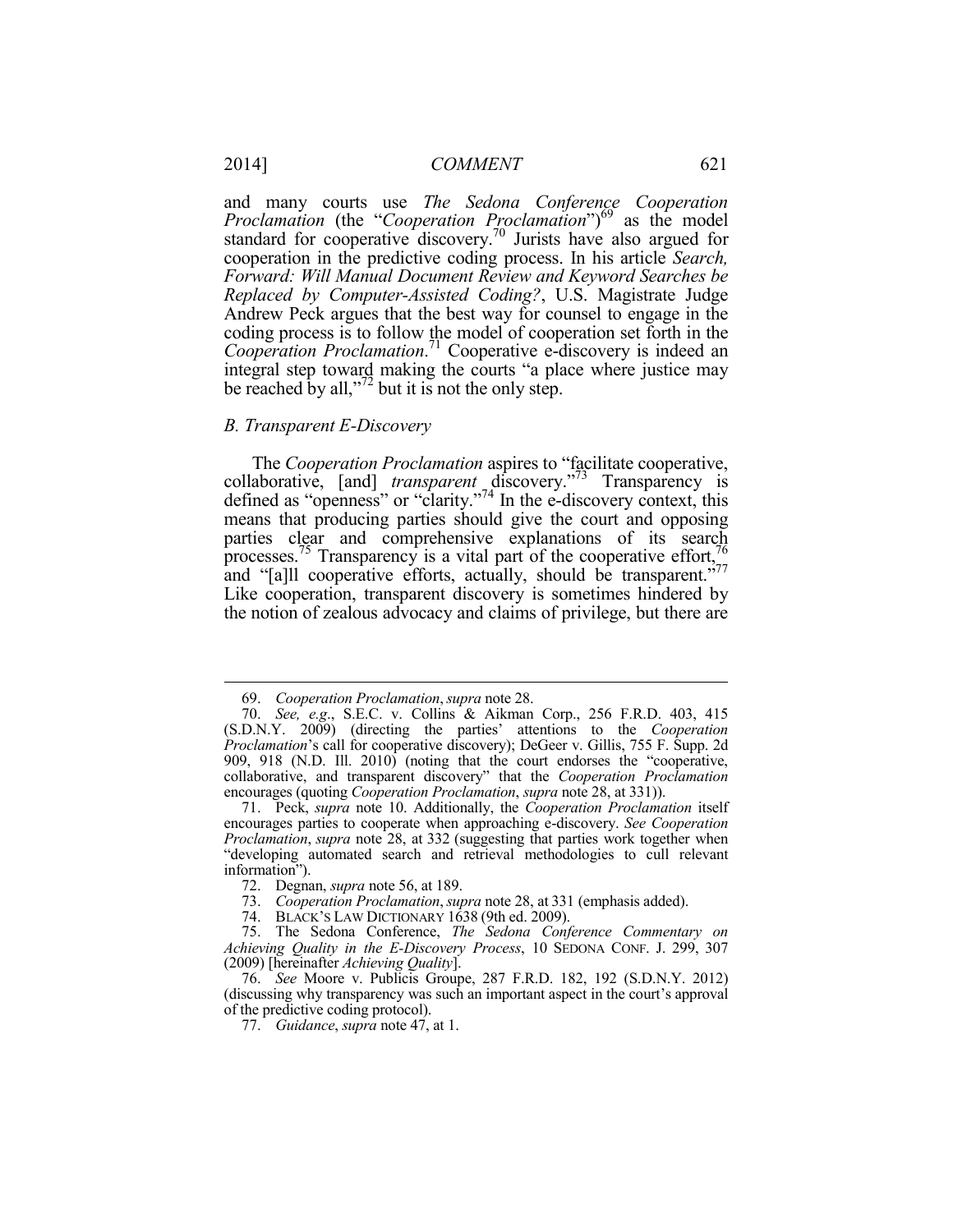and many courts use *The Sedona Conference Cooperation Proclamation* (the "*Cooperation Proclamation*")[69] as the model standard for cooperative discovery.[70] Jurists have also argued for cooperation in the predictive coding process. In his article *Search, Forward: Will Manual Document Review and Keyword Searches be Replaced by Computer-Assisted Coding?*, U.S. Magistrate Judge Andrew Peck argues that the best way for counsel to engage in the coding process is to follow the model of cooperation set forth in the *Cooperation Proclamation*.[71] Cooperative e-discovery is indeed an integral step toward making the courts "a place where justice may be reached by all,"[72] but it is not the only step.

### *B. Transparent E-Discovery*

The *Cooperation Proclamation* aspires to "facilitate cooperative, collaborative, [and] *transparent* discovery."[73] Transparency is defined as "openness" or "clarity."[74] In the e-discovery context, this means that producing parties should give the court and opposing parties clear and comprehensive explanations of its search processes.[75] Transparency is a vital part of the cooperative effort,[76] and "[a]ll cooperative efforts, actually, should be transparent."[77] Like cooperation, transparent discovery is sometimes hindered by the notion of zealous advocacy and claims of privilege, but there are

---

69. *Cooperation Proclamation*, *supra* note 28.

70. *See, e.g.*, S.E.C. v. Collins & Aikman Corp., 256 F.R.D. 403, 415 (S.D.N.Y. 2009) (directing the parties' attentions to the *Cooperation Proclamation*'s call for cooperative discovery); DeGeer v. Gillis, 755 F. Supp. 2d 909, 918 (N.D. Ill. 2010) (noting that the court endorses the "cooperative, collaborative, and transparent discovery" that the *Cooperation Proclamation* encourages (quoting *Cooperation Proclamation*, *supra* note 28, at 331)).

71. Peck, *supra* note 10. Additionally, the *Cooperation Proclamation* itself encourages parties to cooperate when approaching e-discovery. *See Cooperation Proclamation*, *supra* note 28, at 332 (suggesting that parties work together when "developing automated search and retrieval methodologies to cull relevant information").

72. Degnan, *supra* note 56, at 189.

73. *Cooperation Proclamation*, *supra* note 28, at 331 (emphasis added).

74. BLACK'S LAW DICTIONARY 1638 (9th ed. 2009).

75. The Sedona Conference, *The Sedona Conference Commentary on Achieving Quality in the E-Discovery Process*, 10 SEDONA CONF. J. 299, 307 (2009) [hereinafter *Achieving Quality*].

76. *See* Moore v. Publicis Groupe, 287 F.R.D. 182, 192 (S.D.N.Y. 2012) (discussing why transparency was such an important aspect in the court's approval of the predictive coding protocol).

77. *Guidance*, *supra* note 47, at 1.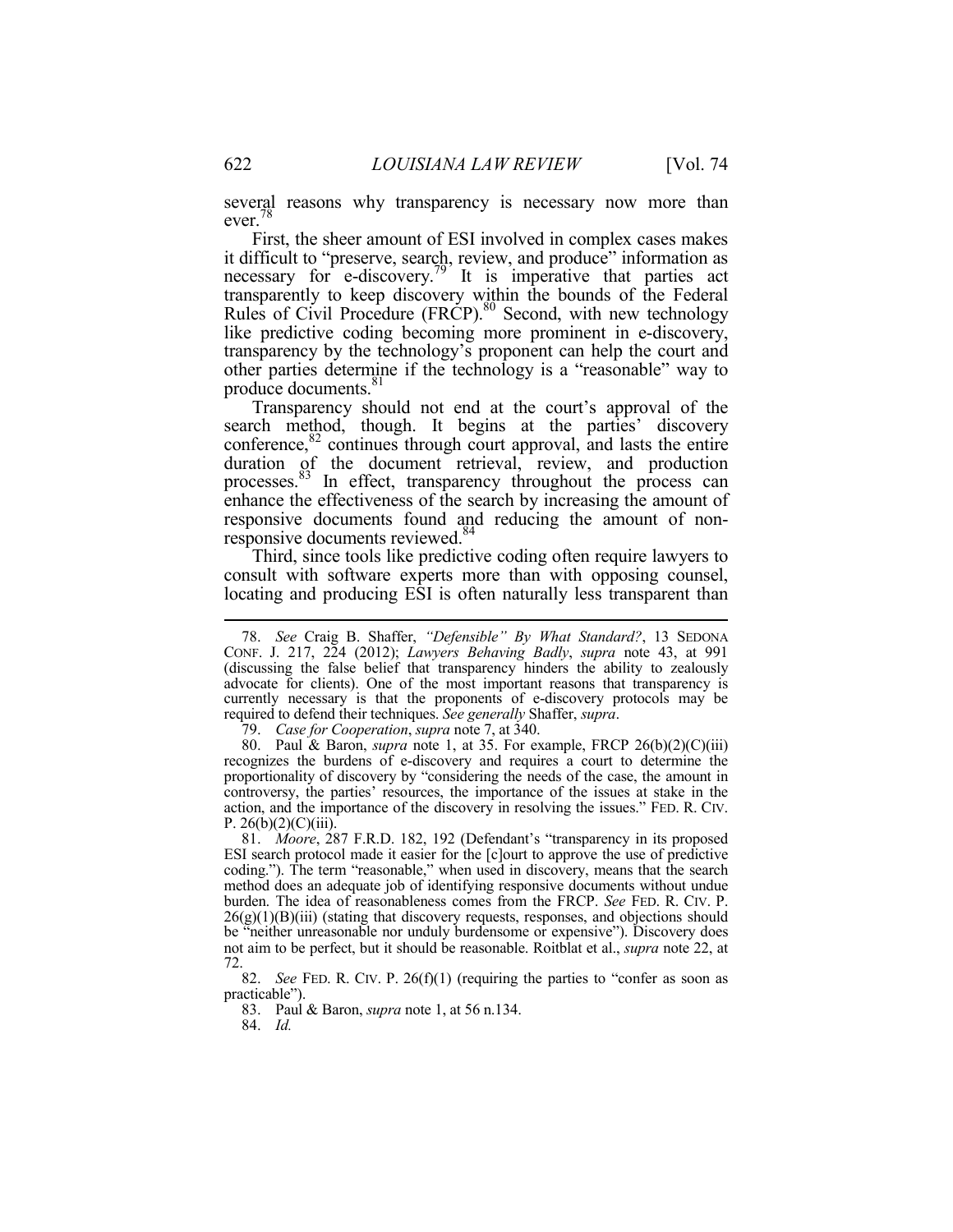several reasons why transparency is necessary now more than ever.[78]

First, the sheer amount of ESI involved in complex cases makes it difficult to "preserve, search, review, and produce" information as necessary for e-discovery.[79] It is imperative that parties act transparently to keep discovery within the bounds of the Federal Rules of Civil Procedure (FRCP).[80] Second, with new technology like predictive coding becoming more prominent in e-discovery, transparency by the technology's proponent can help the court and other parties determine if the technology is a "reasonable" way to produce documents.[81]

Transparency should not end at the court's approval of the search method, though. It begins at the parties' discovery conference,[82] continues through court approval, and lasts the entire duration of the document retrieval, review, and production processes.[83] In effect, transparency throughout the process can enhance the effectiveness of the search by increasing the amount of responsive documents found and reducing the amount of non-responsive documents reviewed.[84]

Third, since tools like predictive coding often require lawyers to consult with software experts more than with opposing counsel, locating and producing ESI is often naturally less transparent than

---

78. *See* Craig B. Shaffer, *"Defensible" By What Standard?*, 13 SEDONA CONF. J. 217, 224 (2012); *Lawyers Behaving Badly*, *supra* note 43, at 991 (discussing the false belief that transparency hinders the ability to zealously advocate for clients). One of the most important reasons that transparency is currently necessary is that the proponents of e-discovery protocols may be required to defend their techniques. *See generally* Shaffer, *supra*.

79. *Case for Cooperation*, *supra* note 7, at 340.

80. Paul & Baron, *supra* note 1, at 35. For example, FRCP 26(b)(2)(C)(iii) recognizes the burdens of e-discovery and requires a court to determine the proportionality of discovery by "considering the needs of the case, the amount in controversy, the parties' resources, the importance of the issues at stake in the action, and the importance of the discovery in resolving the issues." FED. R. CIV. P. 26(b)(2)(C)(iii).

81. *Moore*, 287 F.R.D. 182, 192 (Defendant's "transparency in its proposed ESI search protocol made it easier for the [c]ourt to approve the use of predictive coding."). The term "reasonable," when used in discovery, means that the search method does an adequate job of identifying responsive documents without undue burden. The idea of reasonableness comes from the FRCP. *See* FED. R. CIV. P. 26(g)(1)(B)(iii) (stating that discovery requests, responses, and objections should be "neither unreasonable nor unduly burdensome or expensive"). Discovery does not aim to be perfect, but it should be reasonable. Roitblat et al., *supra* note 22, at 72.

82. *See* FED. R. CIV. P. 26(f)(1) (requiring the parties to "confer as soon as practicable").

83. Paul & Baron, *supra* note 1, at 56 n.134.

84. *Id.*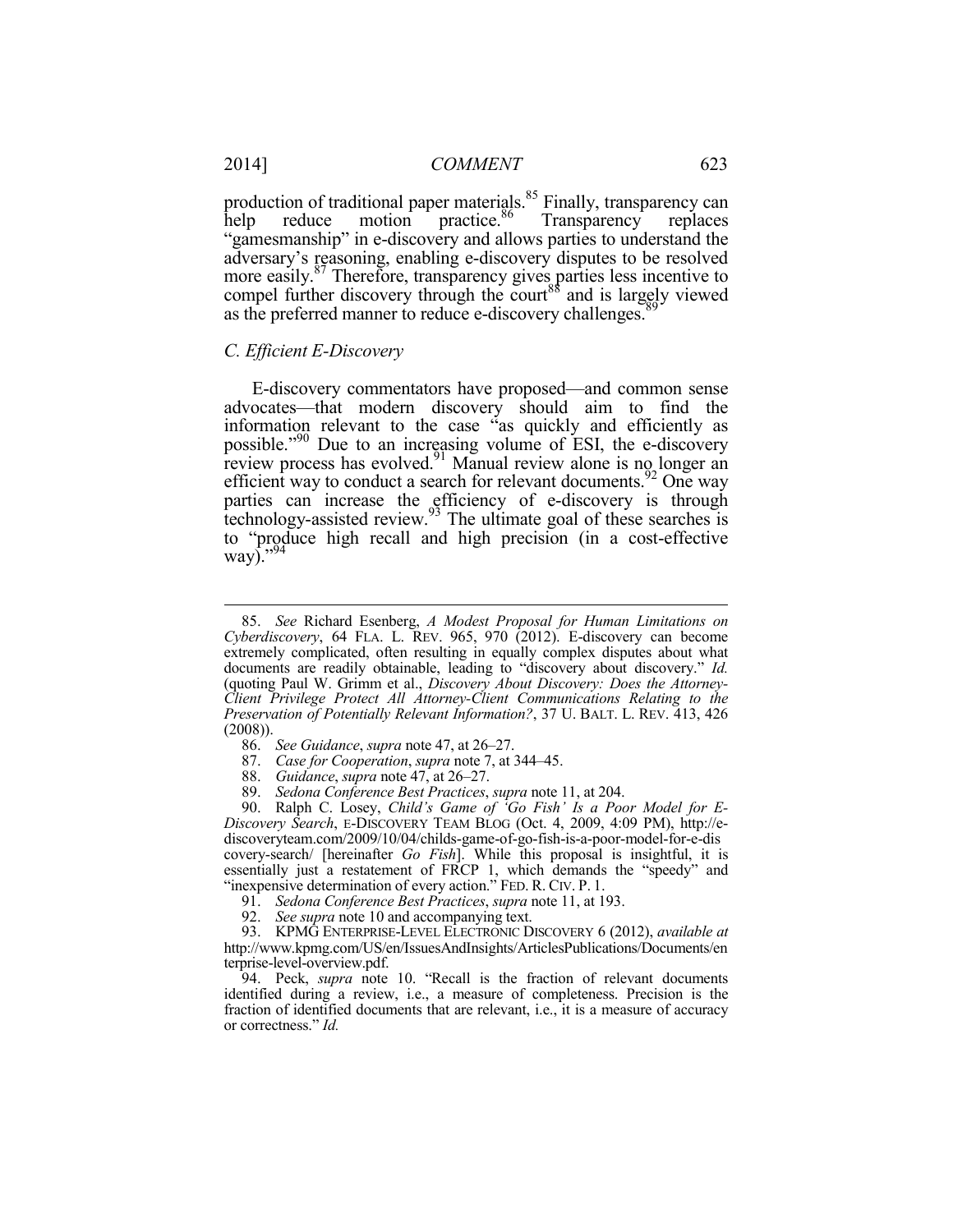production of traditional paper materials.[85] Finally, transparency can help reduce motion practice.[86] Transparency replaces "gamesmanship" in e-discovery and allows parties to understand the adversary's reasoning, enabling e-discovery disputes to be resolved more easily.[87] Therefore, transparency gives parties less incentive to compel further discovery through the court[88] and is largely viewed as the preferred manner to reduce e-discovery challenges.[89]

### *C. Efficient E-Discovery*

E-discovery commentators have proposed—and common sense advocates—that modern discovery should aim to find the information relevant to the case "as quickly and efficiently as possible."[90] Due to an increasing volume of ESI, the e-discovery review process has evolved.[91] Manual review alone is no longer an efficient way to conduct a search for relevant documents.[92] One way parties can increase the efficiency of e-discovery is through technology-assisted review.[93] The ultimate goal of these searches is to "produce high recall and high precision (in a cost-effective way)."[94]

---

85. *See* Richard Esenberg, *A Modest Proposal for Human Limitations on Cyberdiscovery*, 64 FLA. L. REV. 965, 970 (2012). E-discovery can become extremely complicated, often resulting in equally complex disputes about what documents are readily obtainable, leading to "discovery about discovery." *Id.* (quoting Paul W. Grimm et al., *Discovery About Discovery: Does the Attorney-Client Privilege Protect All Attorney-Client Communications Relating to the Preservation of Potentially Relevant Information?*, 37 U. BALT. L. REV. 413, 426 (2008)).

86. *See Guidance*, *supra* note 47, at 26–27.

87. *Case for Cooperation*, *supra* note 7, at 344–45.

88. *Guidance*, *supra* note 47, at 26–27.

89. *Sedona Conference Best Practices*, *supra* note 11, at 204.

90. Ralph C. Losey, *Child's Game of 'Go Fish' Is a Poor Model for E-Discovery Search*, E-DISCOVERY TEAM BLOG (Oct. 4, 2009, 4:09 PM), http://e-discoveryteam.com/2009/10/04/childs-game-of-go-fish-is-a-poor-model-for-e-discovery-search/ [hereinafter *Go Fish*]. While this proposal is insightful, it is essentially just a restatement of FRCP 1, which demands the "speedy" and "inexpensive determination of every action." FED. R. CIV. P. 1.

91. *Sedona Conference Best Practices*, *supra* note 11, at 193.

92. *See supra* note 10 and accompanying text.

93. KPMG ENTERPRISE-LEVEL ELECTRONIC DISCOVERY 6 (2012), *available at* http://www.kpmg.com/US/en/IssuesAndInsights/ArticlesPublications/Documents/enterprise-level-overview.pdf.

94. Peck, *supra* note 10. "Recall is the fraction of relevant documents identified during a review, i.e., a measure of completeness. Precision is the fraction of identified documents that are relevant, i.e., it is a measure of accuracy or correctness." *Id.*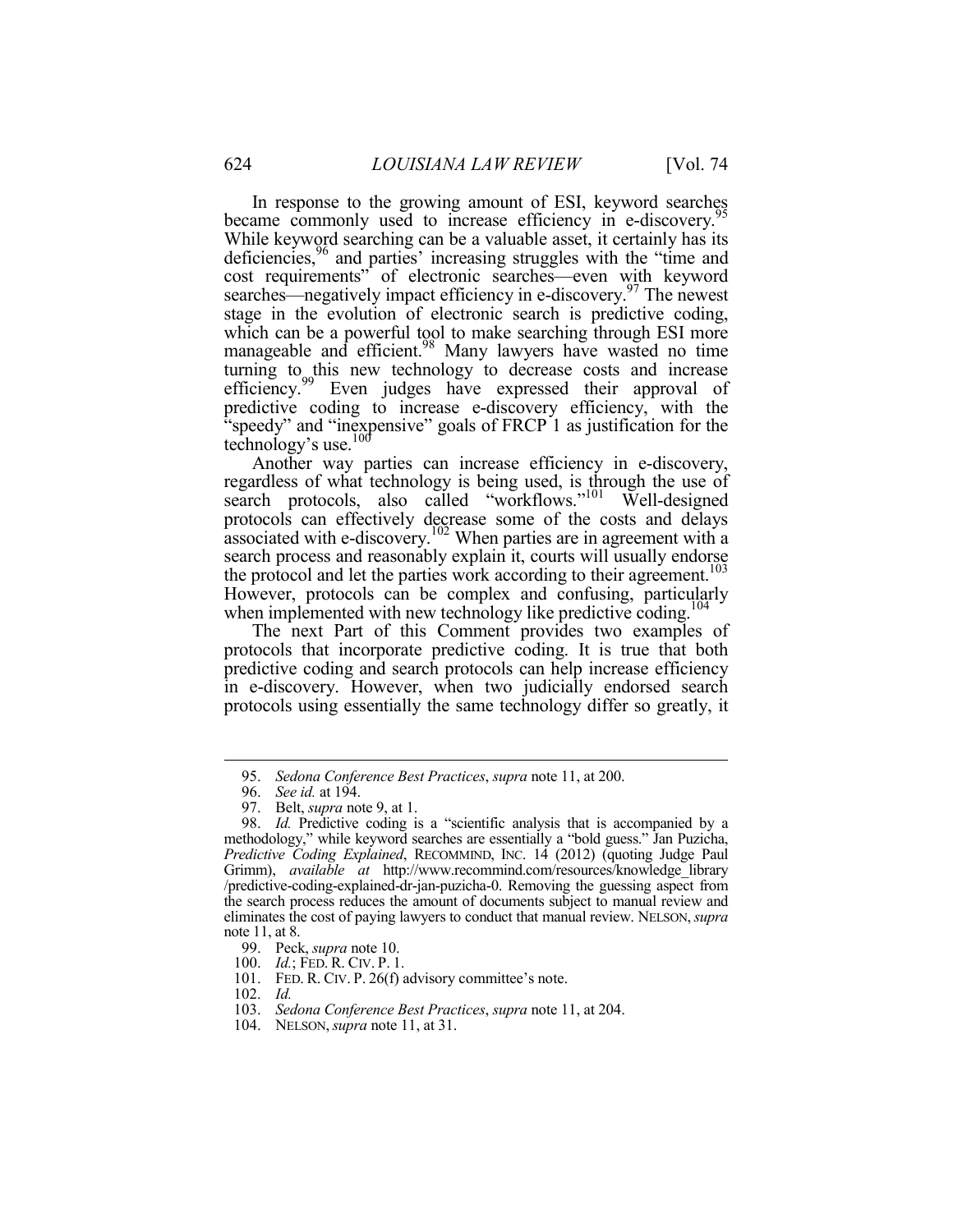In response to the growing amount of ESI, keyword searches became commonly used to increase efficiency in e-discovery.[95] While keyword searching can be a valuable asset, it certainly has its deficiencies,[96] and parties' increasing struggles with the "time and cost requirements" of electronic searches—even with keyword searches—negatively impact efficiency in e-discovery.[97] The newest stage in the evolution of electronic search is predictive coding, which can be a powerful tool to make searching through ESI more manageable and efficient.[98] Many lawyers have wasted no time turning to this new technology to decrease costs and increase efficiency.[99] Even judges have expressed their approval of predictive coding to increase e-discovery efficiency, with the "speedy" and "inexpensive" goals of FRCP 1 as justification for the technology's use.[100]

Another way parties can increase efficiency in e-discovery, regardless of what technology is being used, is through the use of search protocols, also called "workflows."[101] Well-designed protocols can effectively decrease some of the costs and delays associated with e-discovery.[102] When parties are in agreement with a search process and reasonably explain it, courts will usually endorse the protocol and let the parties work according to their agreement.[103] However, protocols can be complex and confusing, particularly when implemented with new technology like predictive coding.[104]

The next Part of this Comment provides two examples of protocols that incorporate predictive coding. It is true that both predictive coding and search protocols can help increase efficiency in e-discovery. However, when two judicially endorsed search protocols using essentially the same technology differ so greatly, it

---

95. *Sedona Conference Best Practices*, *supra* note 11, at 200.

96. *See id.* at 194.

97. Belt, *supra* note 9, at 1.

98. *Id.* Predictive coding is a "scientific analysis that is accompanied by a methodology," while keyword searches are essentially a "bold guess." Jan Puzicha, *Predictive Coding Explained*, RECOMMIND, INC. 14 (2012) (quoting Judge Paul Grimm), *available at* http://www.recommind.com/resources/knowledge_library /predictive-coding-explained-dr-jan-puzicha-0. Removing the guessing aspect from the search process reduces the amount of documents subject to manual review and eliminates the cost of paying lawyers to conduct that manual review. NELSON, *supra* note 11, at 8.

99. Peck, *supra* note 10.

100. *Id.*; FED. R. CIV. P. 1.

101. FED. R. CIV. P. 26(f) advisory committee's note.

102. *Id.*

103. *Sedona Conference Best Practices*, *supra* note 11, at 204.

104. NELSON, *supra* note 11, at 31.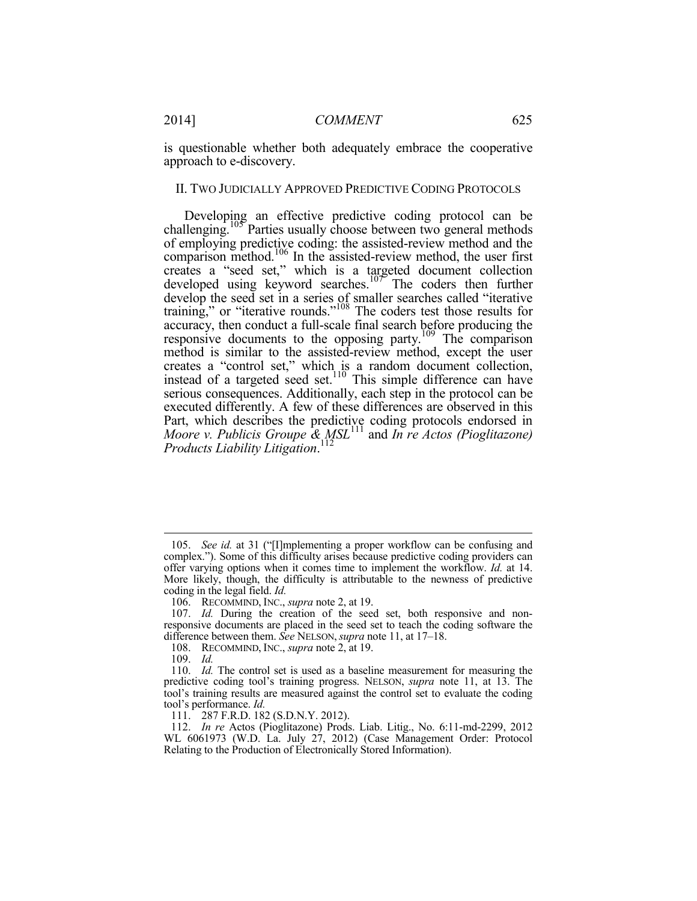is questionable whether both adequately embrace the cooperative approach to e-discovery.

## II. Two Judicially Approved Predictive Coding Protocols

Developing an effective predictive coding protocol can be challenging.[105] Parties usually choose between two general methods of employing predictive coding: the assisted-review method and the comparison method.[106] In the assisted-review method, the user first creates a "seed set," which is a targeted document collection developed using keyword searches.[107] The coders then further develop the seed set in a series of smaller searches called "iterative training," or "iterative rounds."[108] The coders test those results for accuracy, then conduct a full-scale final search before producing the responsive documents to the opposing party.[109] The comparison method is similar to the assisted-review method, except the user creates a "control set," which is a random document collection, instead of a targeted seed set.[110] This simple difference can have serious consequences. Additionally, each step in the protocol can be executed differently. A few of these differences are observed in this Part, which describes the predictive coding protocols endorsed in *Moore v. Publicis Groupe & MSL*[111] and *In re Actos (Pioglitazone) Products Liability Litigation*.[112]

---

105. *See id.* at 31 ("[I]mplementing a proper workflow can be confusing and complex."). Some of this difficulty arises because predictive coding providers can offer varying options when it comes time to implement the workflow. *Id.* at 14. More likely, though, the difficulty is attributable to the newness of predictive coding in the legal field. *Id.*

106. RECOMMIND, INC., *supra* note 2, at 19.

107. *Id.* During the creation of the seed set, both responsive and non-responsive documents are placed in the seed set to teach the coding software the difference between them. *See* NELSON, *supra* note 11, at 17–18.

108. RECOMMIND, INC., *supra* note 2, at 19.

109. *Id.*

110. *Id.* The control set is used as a baseline measurement for measuring the predictive coding tool's training progress. NELSON, *supra* note 11, at 13. The tool's training results are measured against the control set to evaluate the coding tool's performance. *Id.*

111. 287 F.R.D. 182 (S.D.N.Y. 2012).

112. *In re* Actos (Pioglitazone) Prods. Liab. Litig., No. 6:11-md-2299, 2012 WL 6061973 (W.D. La. July 27, 2012) (Case Management Order: Protocol Relating to the Production of Electronically Stored Information).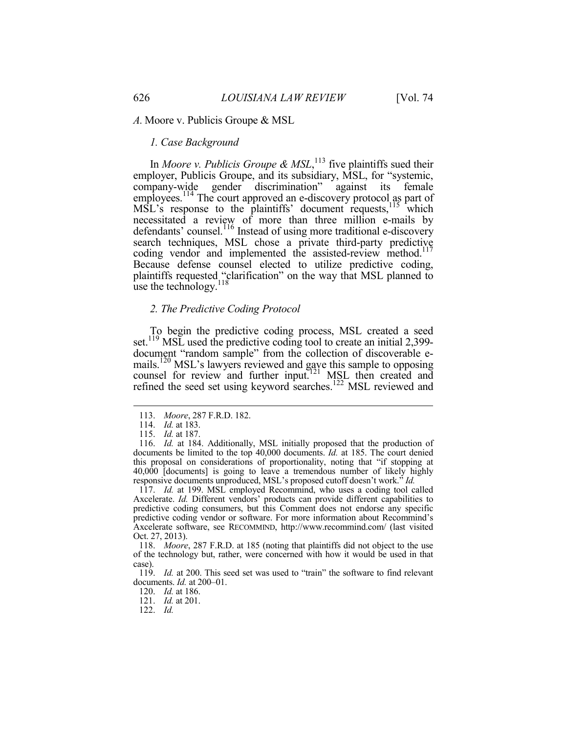### *A.* Moore v. Publicis Groupe & MSL

#### *1. Case Background*

In *Moore v. Publicis Groupe & MSL*,[113] five plaintiffs sued their employer, Publicis Groupe, and its subsidiary, MSL, for "systemic, company-wide gender discrimination" against its female employees.[114] The court approved an e-discovery protocol as part of MSL's response to the plaintiffs' document requests,[115] which necessitated a review of more than three million e-mails by defendants' counsel.[116] Instead of using more traditional e-discovery search techniques, MSL chose a private third-party predictive coding vendor and implemented the assisted-review method.[117] Because defense counsel elected to utilize predictive coding, plaintiffs requested "clarification" on the way that MSL planned to use the technology.[118]

#### *2. The Predictive Coding Protocol*

To begin the predictive coding process, MSL created a seed set.[119] MSL used the predictive coding tool to create an initial 2,399-document "random sample" from the collection of discoverable e-mails.[120] MSL's lawyers reviewed and gave this sample to opposing counsel for review and further input.[121] MSL then created and refined the seed set using keyword searches.[122] MSL reviewed and

---

113. *Moore*, 287 F.R.D. 182.

114. *Id.* at 183.

115. *Id.* at 187.

116. *Id.* at 184. Additionally, MSL initially proposed that the production of documents be limited to the top 40,000 documents. *Id.* at 185. The court denied this proposal on considerations of proportionality, noting that "if stopping at 40,000 [documents] is going to leave a tremendous number of likely highly responsive documents unproduced, MSL's proposed cutoff doesn't work." *Id.*

117. *Id.* at 199. MSL employed Recommind, who uses a coding tool called Axcelerate. *Id.* Different vendors' products can provide different capabilities to predictive coding consumers, but this Comment does not endorse any specific predictive coding vendor or software. For more information about Recommind's Axcelerate software, see RECOMMIND, http://www.recommind.com/ (last visited Oct. 27, 2013).

118. *Moore*, 287 F.R.D. at 185 (noting that plaintiffs did not object to the use of the technology but, rather, were concerned with how it would be used in that case).

119. *Id.* at 200. This seed set was used to "train" the software to find relevant documents. *Id.* at 200–01.

120. *Id.* at 186.

121. *Id.* at 201.

122. *Id.*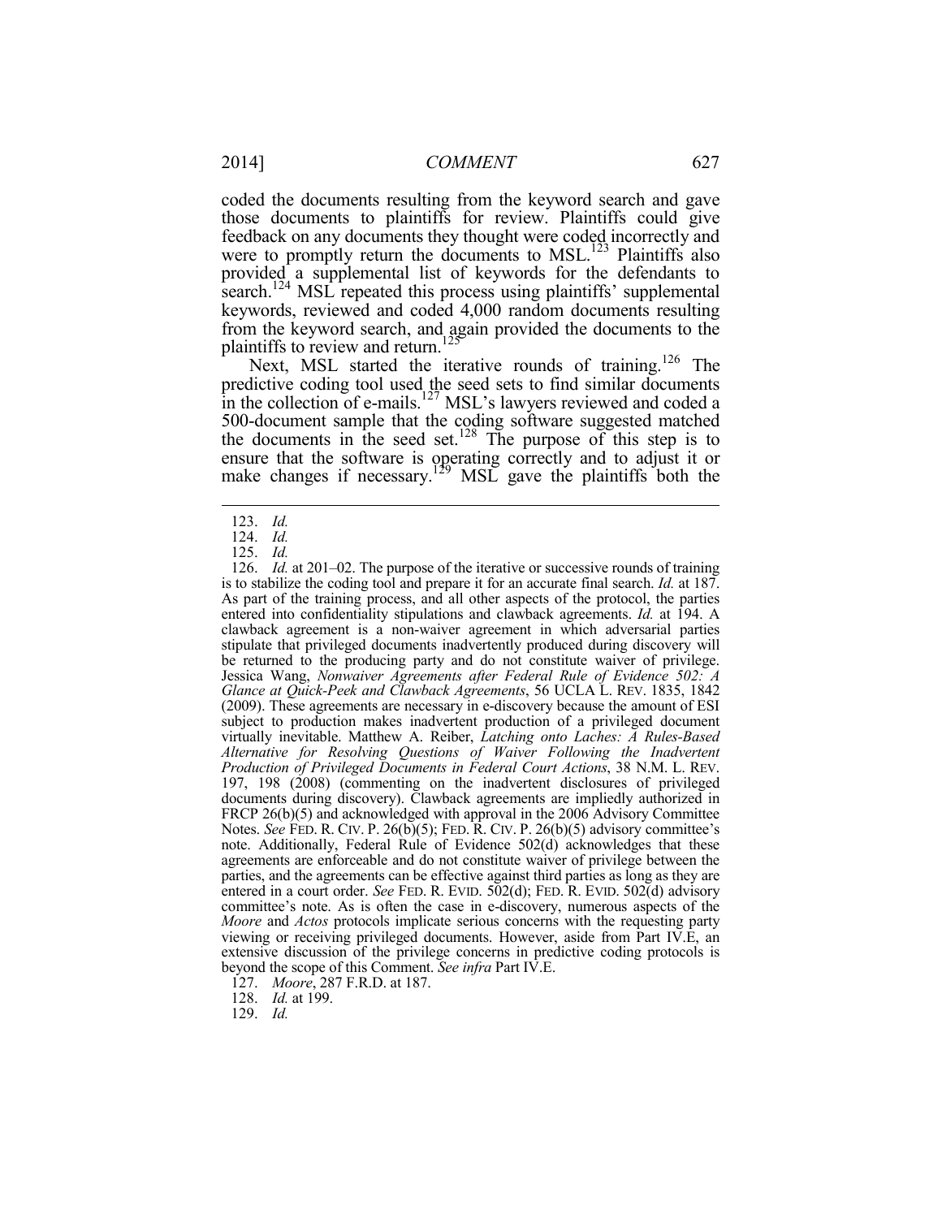coded the documents resulting from the keyword search and gave those documents to plaintiffs for review. Plaintiffs could give feedback on any documents they thought were coded incorrectly and were to promptly return the documents to MSL.[123] Plaintiffs also provided a supplemental list of keywords for the defendants to search.[124] MSL repeated this process using plaintiffs' supplemental keywords, reviewed and coded 4,000 random documents resulting from the keyword search, and again provided the documents to the plaintiffs to review and return.[125]

Next, MSL started the iterative rounds of training.[126] The predictive coding tool used the seed sets to find similar documents in the collection of e-mails.[127] MSL's lawyers reviewed and coded a 500-document sample that the coding software suggested matched the documents in the seed set.[128] The purpose of this step is to ensure that the software is operating correctly and to adjust it or make changes if necessary.[129] MSL gave the plaintiffs both the

---

123. *Id.*

124. *Id.*

125. *Id.*

126. *Id.* at 201–02. The purpose of the iterative or successive rounds of training is to stabilize the coding tool and prepare it for an accurate final search. *Id.* at 187. As part of the training process, and all other aspects of the protocol, the parties entered into confidentiality stipulations and clawback agreements. *Id.* at 194. A clawback agreement is a non-waiver agreement in which adversarial parties stipulate that privileged documents inadvertently produced during discovery will be returned to the producing party and do not constitute waiver of privilege. Jessica Wang, *Nonwaiver Agreements after Federal Rule of Evidence 502: A Glance at Quick-Peek and Clawback Agreements*, 56 UCLA L. REV. 1835, 1842 (2009). These agreements are necessary in e-discovery because the amount of ESI subject to production makes inadvertent production of a privileged document virtually inevitable. Matthew A. Reiber, *Latching onto Laches: A Rules-Based Alternative for Resolving Questions of Waiver Following the Inadvertent Production of Privileged Documents in Federal Court Actions*, 38 N.M. L. REV. 197, 198 (2008) (commenting on the inadvertent disclosures of privileged documents during discovery). Clawback agreements are impliedly authorized in FRCP 26(b)(5) and acknowledged with approval in the 2006 Advisory Committee Notes. *See* FED. R. CIV. P. 26(b)(5); FED. R. CIV. P. 26(b)(5) advisory committee's note. Additionally, Federal Rule of Evidence 502(d) acknowledges that these agreements are enforceable and do not constitute waiver of privilege between the parties, and the agreements can be effective against third parties as long as they are entered in a court order. *See* FED. R. EVID. 502(d); FED. R. EVID. 502(d) advisory committee's note. As is often the case in e-discovery, numerous aspects of the *Moore* and *Actos* protocols implicate serious concerns with the requesting party viewing or receiving privileged documents. However, aside from Part IV.E, an extensive discussion of the privilege concerns in predictive coding protocols is beyond the scope of this Comment. *See infra* Part IV.E.

127. *Moore*, 287 F.R.D. at 187.

128. *Id.* at 199.

129. *Id.*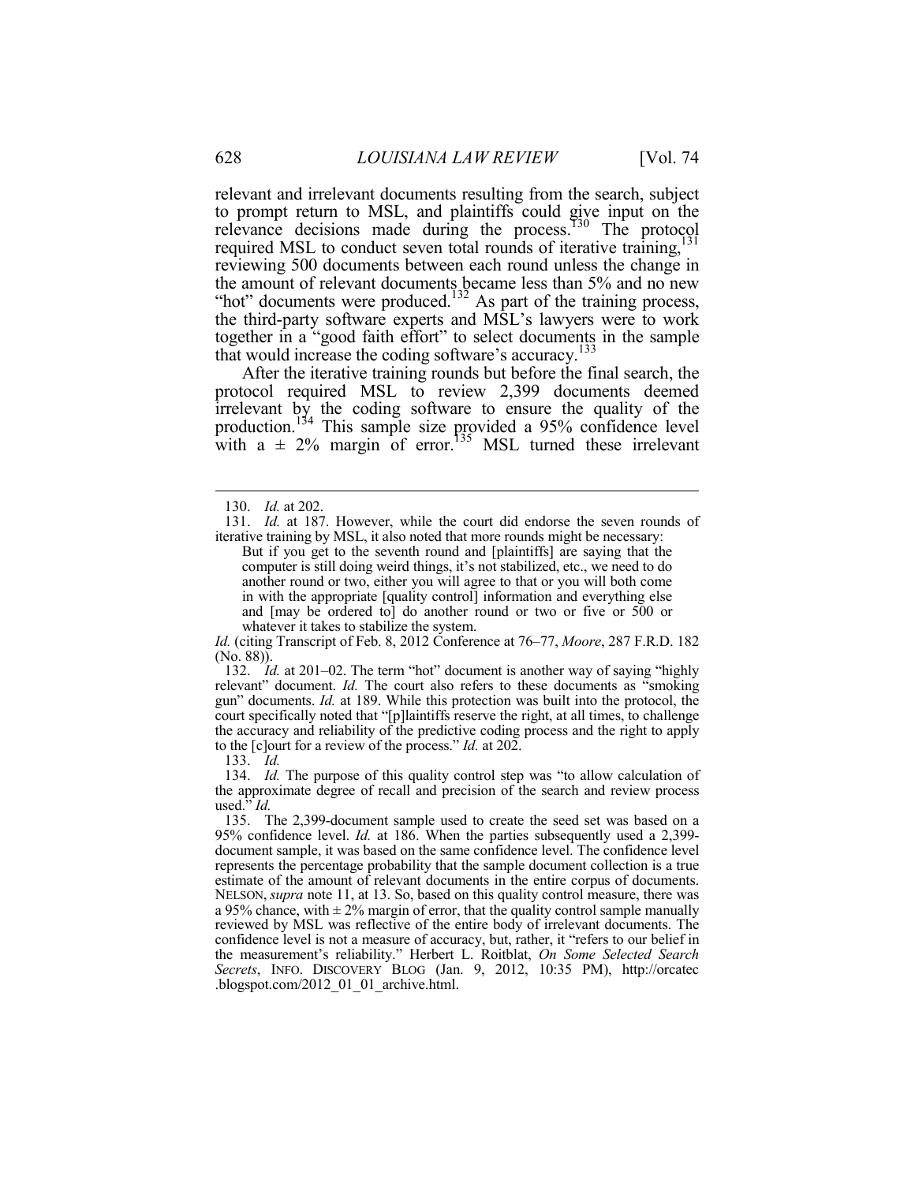relevant and irrelevant documents resulting from the search, subject to prompt return to MSL, and plaintiffs could give input on the relevance decisions made during the process.[130] The protocol required MSL to conduct seven total rounds of iterative training,[131] reviewing 500 documents between each round unless the change in the amount of relevant documents became less than 5% and no new "hot" documents were produced.[132] As part of the training process, the third-party software experts and MSL's lawyers were to work together in a "good faith effort" to select documents in the sample that would increase the coding software's accuracy.[133]

After the iterative training rounds but before the final search, the protocol required MSL to review 2,399 documents deemed irrelevant by the coding software to ensure the quality of the production.[134] This sample size provided a 95% confidence level with a ± 2% margin of error.[135] MSL turned these irrelevant

---

130. *Id.* at 202.

131. *Id.* at 187. However, while the court did endorse the seven rounds of iterative training by MSL, it also noted that more rounds might be necessary:

> But if you get to the seventh round and [plaintiffs] are saying that the computer is still doing weird things, it's not stabilized, etc., we need to do another round or two, either you will agree to that or you will both come in with the appropriate [quality control] information and everything else and [may be ordered to] do another round or two or five or 500 or whatever it takes to stabilize the system.

*Id.* (citing Transcript of Feb. 8, 2012 Conference at 76–77, *Moore*, 287 F.R.D. 182 (No. 88)).

132. *Id.* at 201–02. The term "hot" document is another way of saying "highly relevant" document. *Id.* The court also refers to these documents as "smoking gun" documents. *Id.* at 189. While this protection was built into the protocol, the court specifically noted that "[p]laintiffs reserve the right, at all times, to challenge the accuracy and reliability of the predictive coding process and the right to apply to the [c]ourt for a review of the process." *Id.* at 202.

133. *Id.*

134. *Id.* The purpose of this quality control step was "to allow calculation of the approximate degree of recall and precision of the search and review process used." *Id.*

135. The 2,399-document sample used to create the seed set was based on a 95% confidence level. *Id.* at 186. When the parties subsequently used a 2,399-document sample, it was based on the same confidence level. The confidence level represents the percentage probability that the sample document collection is a true estimate of the amount of relevant documents in the entire corpus of documents. NELSON, *supra* note 11, at 13. So, based on this quality control measure, there was a 95% chance, with ± 2% margin of error, that the quality control sample manually reviewed by MSL was reflective of the entire body of irrelevant documents. The confidence level is not a measure of accuracy, but, rather, it "refers to our belief in the measurement's reliability." Herbert L. Roitblat, *On Some Selected Search Secrets*, INFO. DISCOVERY BLOG (Jan. 9, 2012, 10:35 PM), http://orcatec.blogspot.com/2012_01_01_archive.html.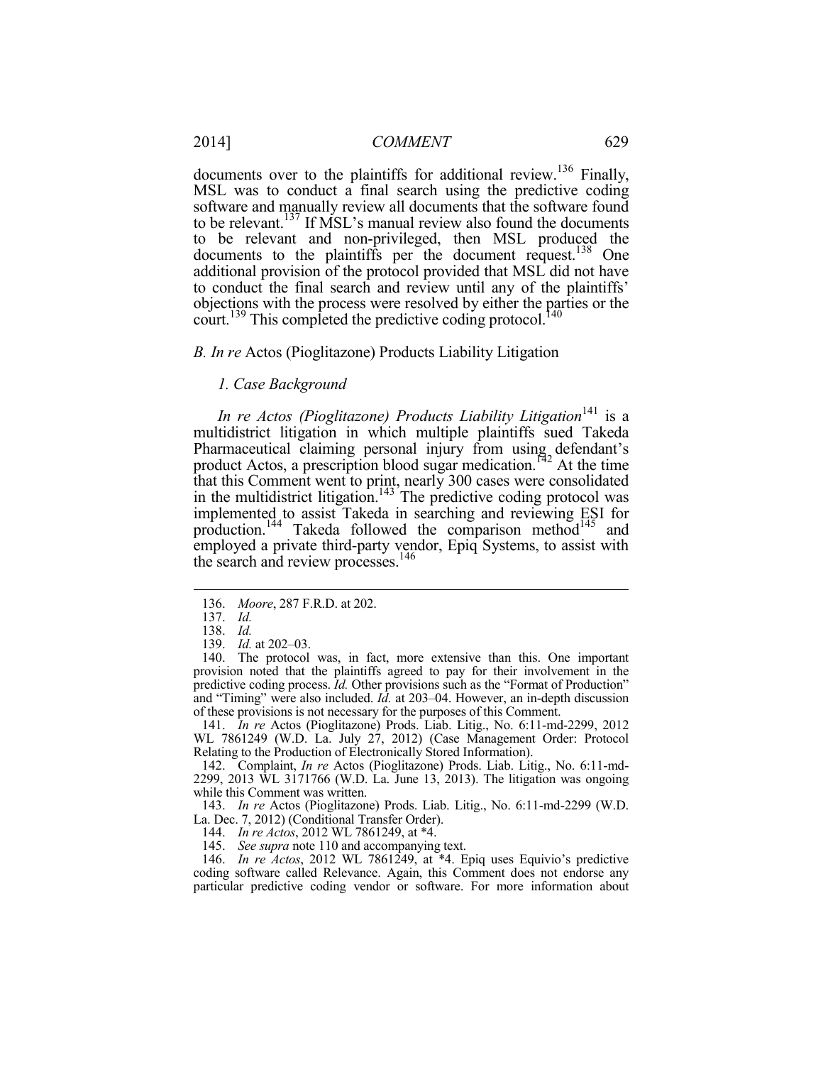documents over to the plaintiffs for additional review.[136] Finally, MSL was to conduct a final search using the predictive coding software and manually review all documents that the software found to be relevant.[137] If MSL's manual review also found the documents to be relevant and non-privileged, then MSL produced the documents to the plaintiffs per the document request.[138] One additional provision of the protocol provided that MSL did not have to conduct the final search and review until any of the plaintiffs' objections with the process were resolved by either the parties or the court.[139] This completed the predictive coding protocol.[140]

### *B. In re* Actos (Pioglitazone) Products Liability Litigation

#### *1. Case Background*

*In re Actos (Pioglitazone) Products Liability Litigation*[141] is a multidistrict litigation in which multiple plaintiffs sued Takeda Pharmaceutical claiming personal injury from using defendant's product Actos, a prescription blood sugar medication.[142] At the time that this Comment went to print, nearly 300 cases were consolidated in the multidistrict litigation.[143] The predictive coding protocol was implemented to assist Takeda in searching and reviewing ESI for production.[144] Takeda followed the comparison method[145] and employed a private third-party vendor, Epiq Systems, to assist with the search and review processes.[146]

---

136. *Moore*, 287 F.R.D. at 202.

137. *Id.*

138. *Id.*

139. *Id.* at 202–03.

140. The protocol was, in fact, more extensive than this. One important provision noted that the plaintiffs agreed to pay for their involvement in the predictive coding process. *Id.* Other provisions such as the "Format of Production" and "Timing" were also included. *Id.* at 203–04. However, an in-depth discussion of these provisions is not necessary for the purposes of this Comment.

141. *In re* Actos (Pioglitazone) Prods. Liab. Litig., No. 6:11-md-2299, 2012 WL 7861249 (W.D. La. July 27, 2012) (Case Management Order: Protocol Relating to the Production of Electronically Stored Information).

142. Complaint, *In re* Actos (Pioglitazone) Prods. Liab. Litig., No. 6:11-md-2299, 2013 WL 3171766 (W.D. La. June 13, 2013). The litigation was ongoing while this Comment was written.

143. *In re* Actos (Pioglitazone) Prods. Liab. Litig., No. 6:11-md-2299 (W.D. La. Dec. 7, 2012) (Conditional Transfer Order).

144. *In re Actos*, 2012 WL 7861249, at *4.

145. *See supra* note 110 and accompanying text.

146. *In re Actos*, 2012 WL 7861249, at *4. Epiq uses Equivio's predictive coding software called Relevance. Again, this Comment does not endorse any particular predictive coding vendor or software. For more information about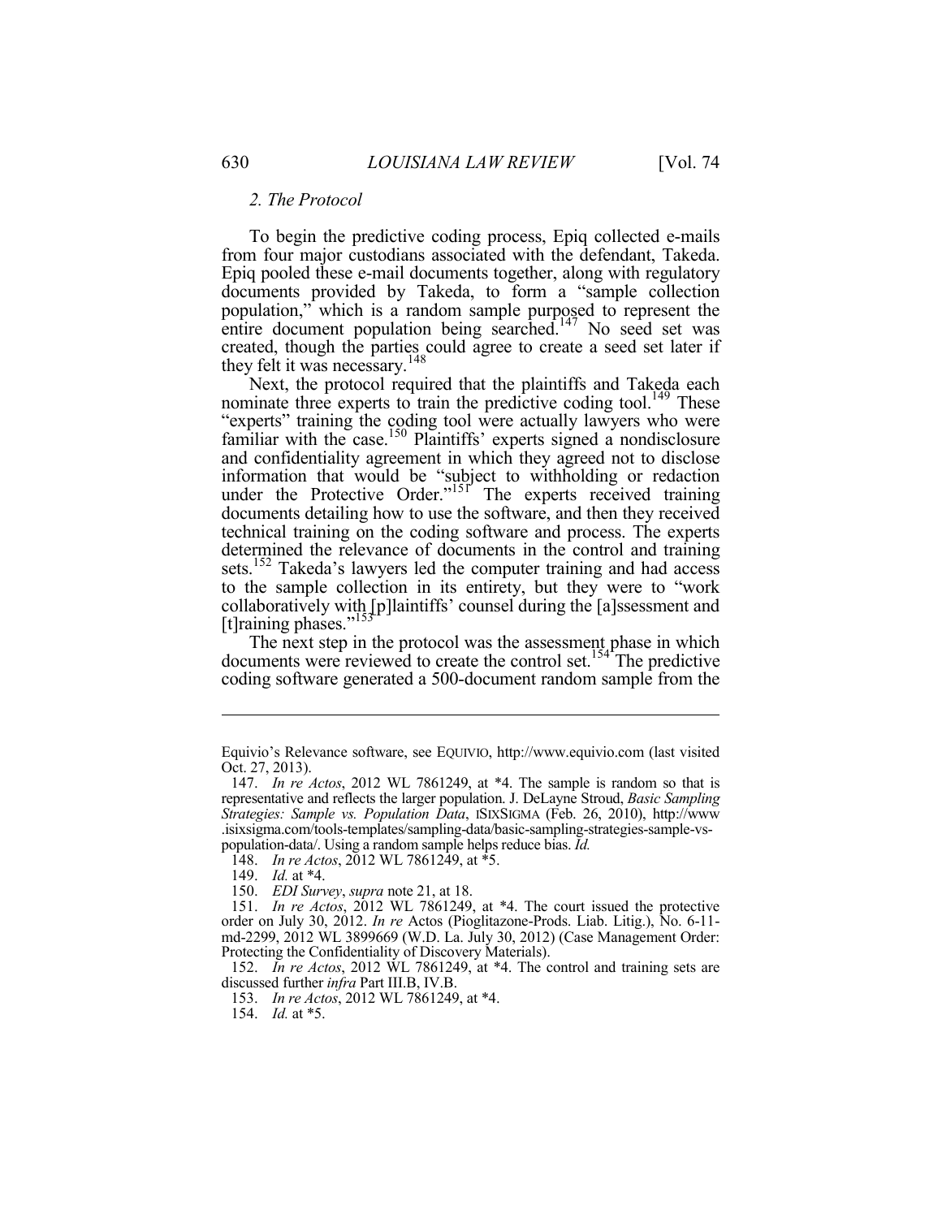### *2. The Protocol*

To begin the predictive coding process, Epiq collected e-mails from four major custodians associated with the defendant, Takeda. Epiq pooled these e-mail documents together, along with regulatory documents provided by Takeda, to form a "sample collection population," which is a random sample purposed to represent the entire document population being searched.[147] No seed set was created, though the parties could agree to create a seed set later if they felt it was necessary.[148]

Next, the protocol required that the plaintiffs and Takeda each nominate three experts to train the predictive coding tool.[149] These "experts" training the coding tool were actually lawyers who were familiar with the case.[150] Plaintiffs' experts signed a nondisclosure and confidentiality agreement in which they agreed not to disclose information that would be "subject to withholding or redaction under the Protective Order."[151] The experts received training documents detailing how to use the software, and then they received technical training on the coding software and process. The experts determined the relevance of documents in the control and training sets.[152] Takeda's lawyers led the computer training and had access to the sample collection in its entirety, but they were to "work collaboratively with [p]laintiffs' counsel during the [a]ssessment and [t]raining phases."[153]

The next step in the protocol was the assessment phase in which documents were reviewed to create the control set.[154] The predictive coding software generated a 500-document random sample from the

---

Equivio's Relevance software, see EQUIVIO, http://www.equivio.com (last visited Oct. 27, 2013).

147. *In re Actos*, 2012 WL 7861249, at *4. The sample is random so that is representative and reflects the larger population. J. DeLayne Stroud, *Basic Sampling Strategies: Sample vs. Population Data*, ISIXSIGMA (Feb. 26, 2010), http://www.isixsigma.com/tools-templates/sampling-data/basic-sampling-strategies-sample-vs-population-data/. Using a random sample helps reduce bias. *Id.*

148. *In re Actos*, 2012 WL 7861249, at *5.

149. *Id.* at *4.

150. *EDI Survey*, *supra* note 21, at 18.

151. *In re Actos*, 2012 WL 7861249, at *4. The court issued the protective order on July 30, 2012. *In re* Actos (Pioglitazone-Prods. Liab. Litig.), No. 6-11-md-2299, 2012 WL 3899669 (W.D. La. July 30, 2012) (Case Management Order: Protecting the Confidentiality of Discovery Materials).

152. *In re Actos*, 2012 WL 7861249, at *4. The control and training sets are discussed further *infra* Part III.B, IV.B.

153. *In re Actos*, 2012 WL 7861249, at *4.

154. *Id.* at *5.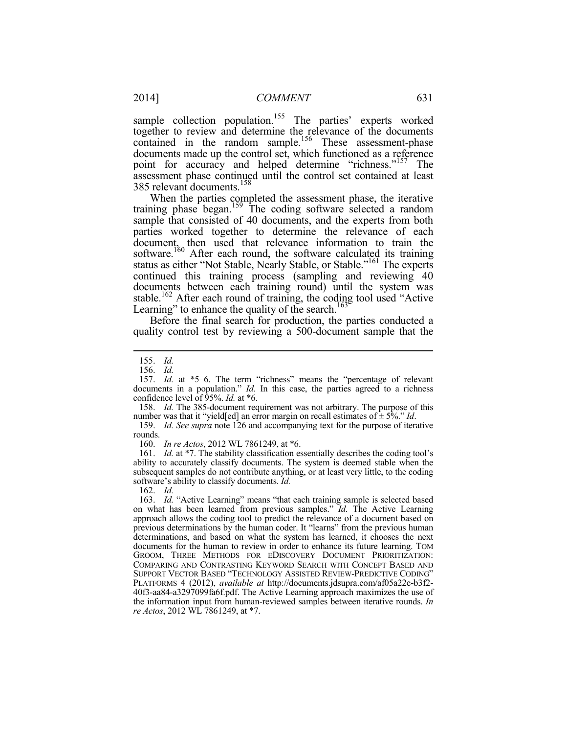sample collection population.[155] The parties' experts worked together to review and determine the relevance of the documents contained in the random sample.[156] These assessment-phase documents made up the control set, which functioned as a reference point for accuracy and helped determine "richness."[157] The assessment phase continued until the control set contained at least 385 relevant documents.[158]

When the parties completed the assessment phase, the iterative training phase began.[159] The coding software selected a random sample that consisted of 40 documents, and the experts from both parties worked together to determine the relevance of each document, then used that relevance information to train the software.[160] After each round, the software calculated its training status as either "Not Stable, Nearly Stable, or Stable."[161] The experts continued this training process (sampling and reviewing 40 documents between each training round) until the system was stable.[162] After each round of training, the coding tool used "Active Learning" to enhance the quality of the search.[163]

Before the final search for production, the parties conducted a quality control test by reviewing a 500-document sample that the

---

155. *Id.*

156. *Id.*

157. *Id.* at *5–6. The term "richness" means the "percentage of relevant documents in a population." *Id.* In this case, the parties agreed to a richness confidence level of 95%. *Id.* at *6.

158. *Id.* The 385-document requirement was not arbitrary. The purpose of this number was that it "yield[ed] an error margin on recall estimates of ± 5%." *Id*.

159. *Id. See supra* note 126 and accompanying text for the purpose of iterative rounds.

160. *In re Actos*, 2012 WL 7861249, at *6.

161. *Id.* at *7. The stability classification essentially describes the coding tool's ability to accurately classify documents. The system is deemed stable when the subsequent samples do not contribute anything, or at least very little, to the coding software's ability to classify documents. *Id.*

162. *Id.*

163. *Id.* "Active Learning" means "that each training sample is selected based on what has been learned from previous samples." *Id.* The Active Learning approach allows the coding tool to predict the relevance of a document based on previous determinations by the human coder. It "learns" from the previous human determinations, and based on what the system has learned, it chooses the next documents for the human to review in order to enhance its future learning. TOM GROOM, THREE METHODS FOR EDISCOVERY DOCUMENT PRIORITIZATION: COMPARING AND CONTRASTING KEYWORD SEARCH WITH CONCEPT BASED AND SUPPORT VECTOR BASED "TECHNOLOGY ASSISTED REVIEW-PREDICTIVE CODING" PLATFORMS 4 (2012), *available at* http://documents.jdsupra.com/af05a22e-b3f2-40f3-aa84-a3297099fa6f.pdf. The Active Learning approach maximizes the use of the information input from human-reviewed samples between iterative rounds. *In re Actos*, 2012 WL 7861249, at *7.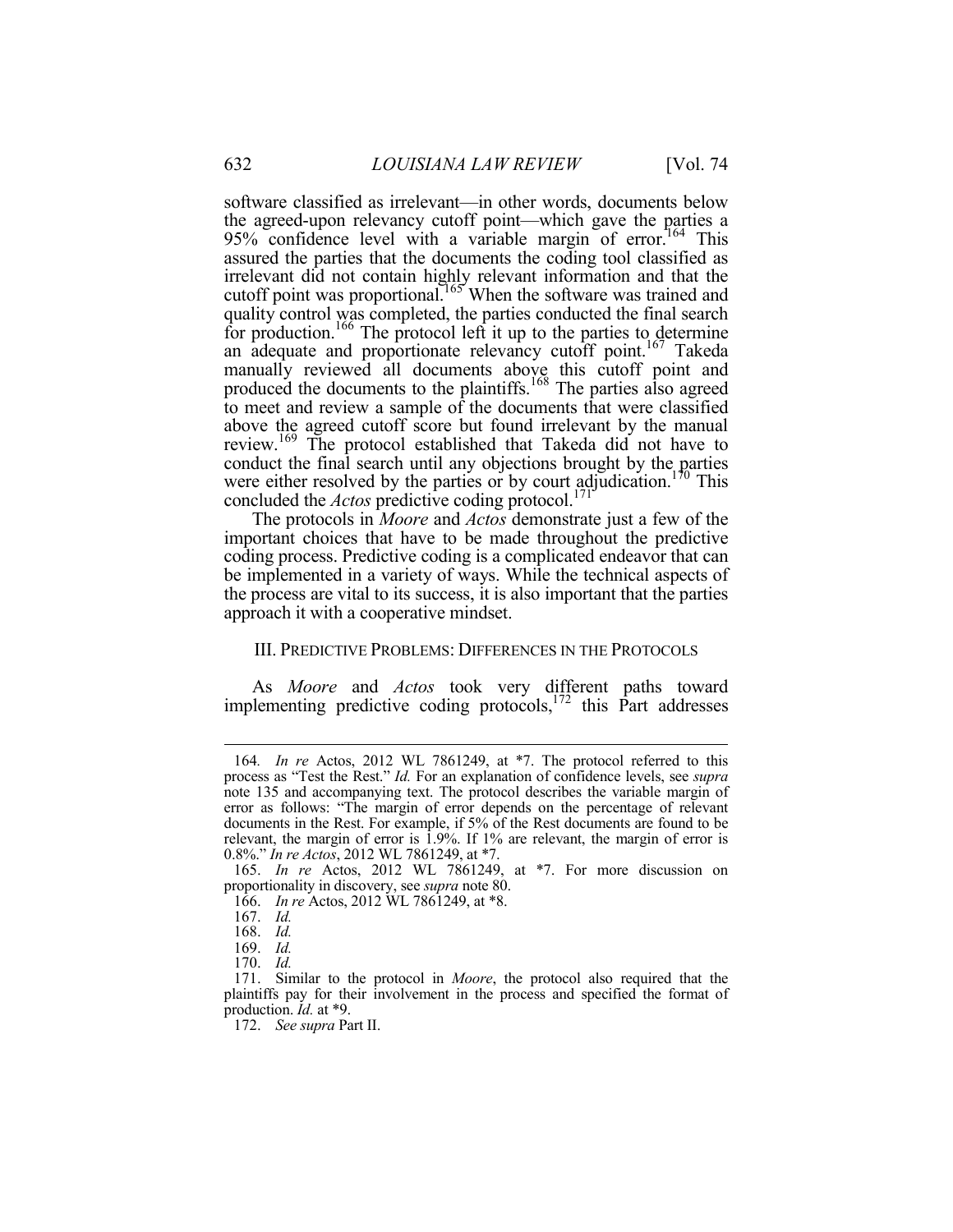software classified as irrelevant—in other words, documents below the agreed-upon relevancy cutoff point—which gave the parties a 95% confidence level with a variable margin of error.[164] This assured the parties that the documents the coding tool classified as irrelevant did not contain highly relevant information and that the cutoff point was proportional.[165] When the software was trained and quality control was completed, the parties conducted the final search for production.[166] The protocol left it up to the parties to determine an adequate and proportionate relevancy cutoff point.[167] Takeda manually reviewed all documents above this cutoff point and produced the documents to the plaintiffs.[168] The parties also agreed to meet and review a sample of the documents that were classified above the agreed cutoff score but found irrelevant by the manual review.[169] The protocol established that Takeda did not have to conduct the final search until any objections brought by the parties were either resolved by the parties or by court adjudication.[170] This concluded the *Actos* predictive coding protocol.[171]

The protocols in *Moore* and *Actos* demonstrate just a few of the important choices that have to be made throughout the predictive coding process. Predictive coding is a complicated endeavor that can be implemented in a variety of ways. While the technical aspects of the process are vital to its success, it is also important that the parties approach it with a cooperative mindset.

## III. PREDICTIVE PROBLEMS: DIFFERENCES IN THE PROTOCOLS

As *Moore* and *Actos* took very different paths toward implementing predictive coding protocols,[172] this Part addresses

---

164. *In re* Actos, 2012 WL 7861249, at *7. The protocol referred to this process as "Test the Rest." *Id.* For an explanation of confidence levels, see *supra* note 135 and accompanying text. The protocol describes the variable margin of error as follows: "The margin of error depends on the percentage of relevant documents in the Rest. For example, if 5% of the Rest documents are found to be relevant, the margin of error is 1.9%. If 1% are relevant, the margin of error is 0.8%." *In re Actos*, 2012 WL 7861249, at *7.

165. *In re* Actos, 2012 WL 7861249, at *7. For more discussion on proportionality in discovery, see *supra* note 80.

166. *In re* Actos, 2012 WL 7861249, at *8.

167. *Id.*

168. *Id.*

169. *Id.*

170. *Id.*

171. Similar to the protocol in *Moore*, the protocol also required that the plaintiffs pay for their involvement in the process and specified the format of production. *Id.* at *9.

172. *See supra* Part II.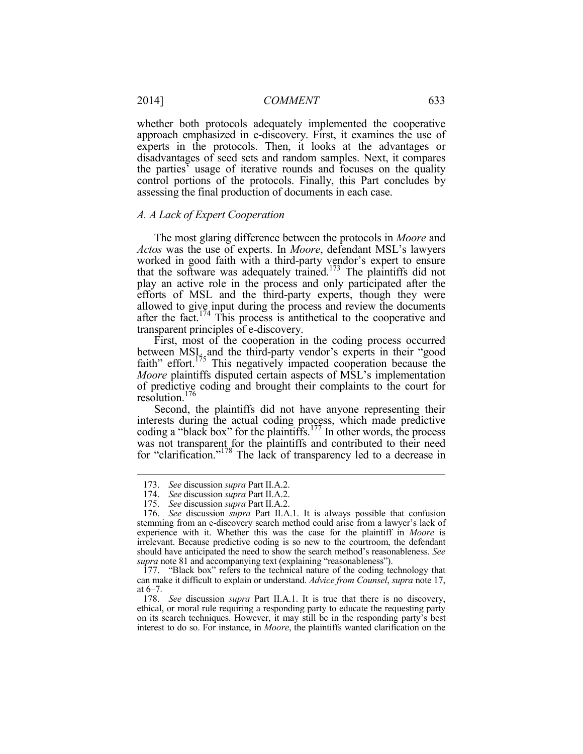whether both protocols adequately implemented the cooperative approach emphasized in e-discovery. First, it examines the use of experts in the protocols. Then, it looks at the advantages or disadvantages of seed sets and random samples. Next, it compares the parties' usage of iterative rounds and focuses on the quality control portions of the protocols. Finally, this Part concludes by assessing the final production of documents in each case.

### *A. A Lack of Expert Cooperation*

The most glaring difference between the protocols in *Moore* and *Actos* was the use of experts. In *Moore*, defendant MSL's lawyers worked in good faith with a third-party vendor's expert to ensure that the software was adequately trained.[173] The plaintiffs did not play an active role in the process and only participated after the efforts of MSL and the third-party experts, though they were allowed to give input during the process and review the documents after the fact.[174] This process is antithetical to the cooperative and transparent principles of e-discovery.

First, most of the cooperation in the coding process occurred between MSL and the third-party vendor's experts in their "good faith" effort.[175] This negatively impacted cooperation because the *Moore* plaintiffs disputed certain aspects of MSL's implementation of predictive coding and brought their complaints to the court for resolution.[176]

Second, the plaintiffs did not have anyone representing their interests during the actual coding process, which made predictive coding a "black box" for the plaintiffs.[177] In other words, the process was not transparent for the plaintiffs and contributed to their need for "clarification."[178] The lack of transparency led to a decrease in

---

173. *See* discussion *supra* Part II.A.2.

174. *See* discussion *supra* Part II.A.2.

175. *See* discussion *supra* Part II.A.2.

176. *See* discussion *supra* Part II.A.1. It is always possible that confusion stemming from an e-discovery search method could arise from a lawyer's lack of experience with it. Whether this was the case for the plaintiff in *Moore* is irrelevant. Because predictive coding is so new to the courtroom, the defendant should have anticipated the need to show the search method's reasonableness. *See supra* note 81 and accompanying text (explaining "reasonableness").

177. "Black box" refers to the technical nature of the coding technology that can make it difficult to explain or understand. *Advice from Counsel*, *supra* note 17, at 6–7.

178. *See* discussion *supra* Part II.A.1. It is true that there is no discovery, ethical, or moral rule requiring a responding party to educate the requesting party on its search techniques. However, it may still be in the responding party's best interest to do so. For instance, in *Moore*, the plaintiffs wanted clarification on the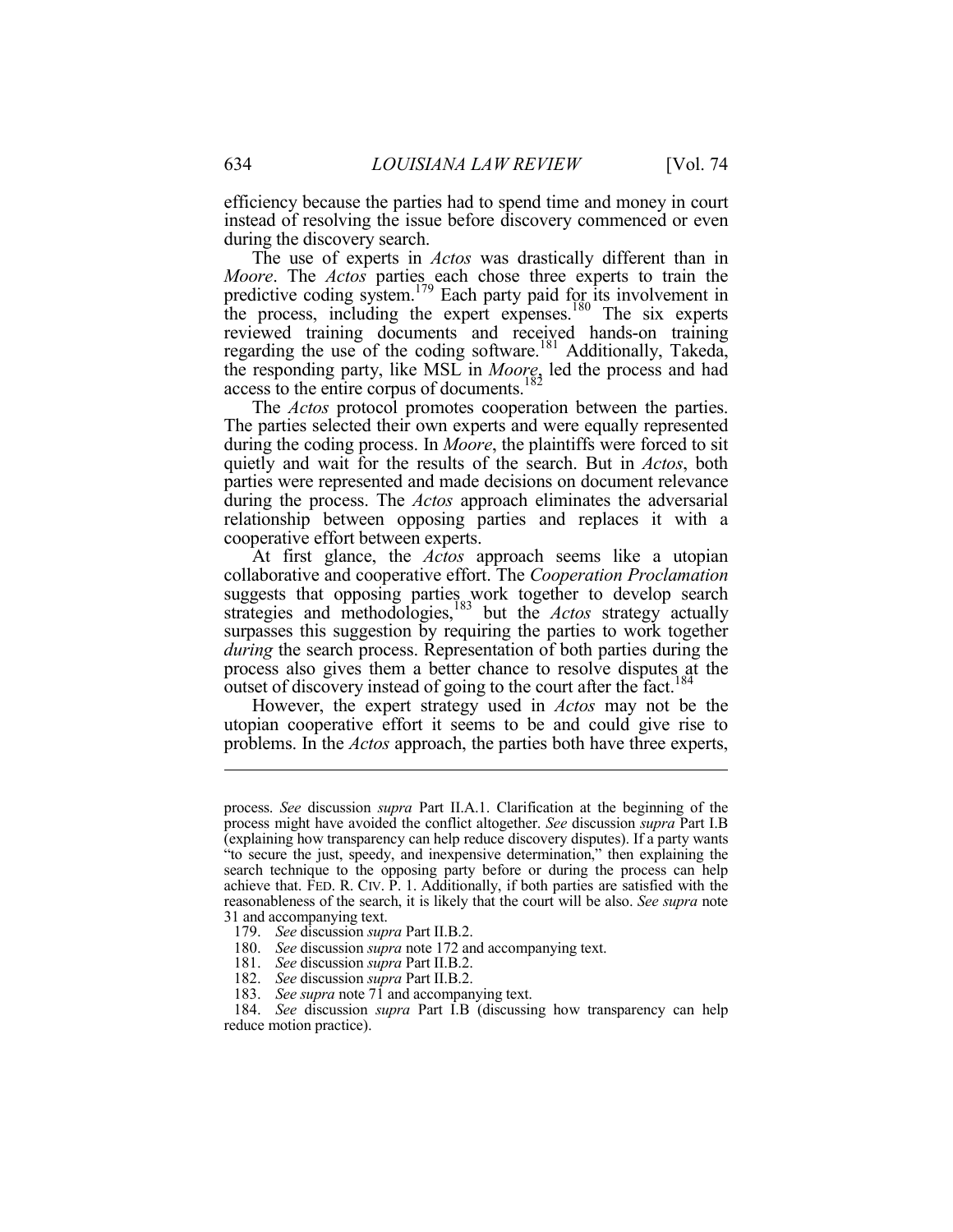efficiency because the parties had to spend time and money in court instead of resolving the issue before discovery commenced or even during the discovery search.

The use of experts in *Actos* was drastically different than in *Moore*. The *Actos* parties each chose three experts to train the predictive coding system.[179] Each party paid for its involvement in the process, including the expert expenses.[180] The six experts reviewed training documents and received hands-on training regarding the use of the coding software.[181] Additionally, Takeda, the responding party, like MSL in *Moore*, led the process and had access to the entire corpus of documents.[182]

The *Actos* protocol promotes cooperation between the parties. The parties selected their own experts and were equally represented during the coding process. In *Moore*, the plaintiffs were forced to sit quietly and wait for the results of the search. But in *Actos*, both parties were represented and made decisions on document relevance during the process. The *Actos* approach eliminates the adversarial relationship between opposing parties and replaces it with a cooperative effort between experts.

At first glance, the *Actos* approach seems like a utopian collaborative and cooperative effort. The *Cooperation Proclamation* suggests that opposing parties work together to develop search strategies and methodologies,[183] but the *Actos* strategy actually surpasses this suggestion by requiring the parties to work together *during* the search process. Representation of both parties during the process also gives them a better chance to resolve disputes at the outset of discovery instead of going to the court after the fact.[184]

However, the expert strategy used in *Actos* may not be the utopian cooperative effort it seems to be and could give rise to problems. In the *Actos* approach, the parties both have three experts,

---

process. *See* discussion *supra* Part II.A.1. Clarification at the beginning of the process might have avoided the conflict altogether. *See* discussion *supra* Part I.B (explaining how transparency can help reduce discovery disputes). If a party wants "to secure the just, speedy, and inexpensive determination," then explaining the search technique to the opposing party before or during the process can help achieve that. FED. R. CIV. P. 1. Additionally, if both parties are satisfied with the reasonableness of the search, it is likely that the court will be also. *See supra* note 31 and accompanying text.

179. *See* discussion *supra* Part II.B.2.

180. *See* discussion *supra* note 172 and accompanying text.

181. *See* discussion *supra* Part II.B.2.

182. *See* discussion *supra* Part II.B.2.

183. *See supra* note 71 and accompanying text.

184. *See* discussion *supra* Part I.B (discussing how transparency can help reduce motion practice).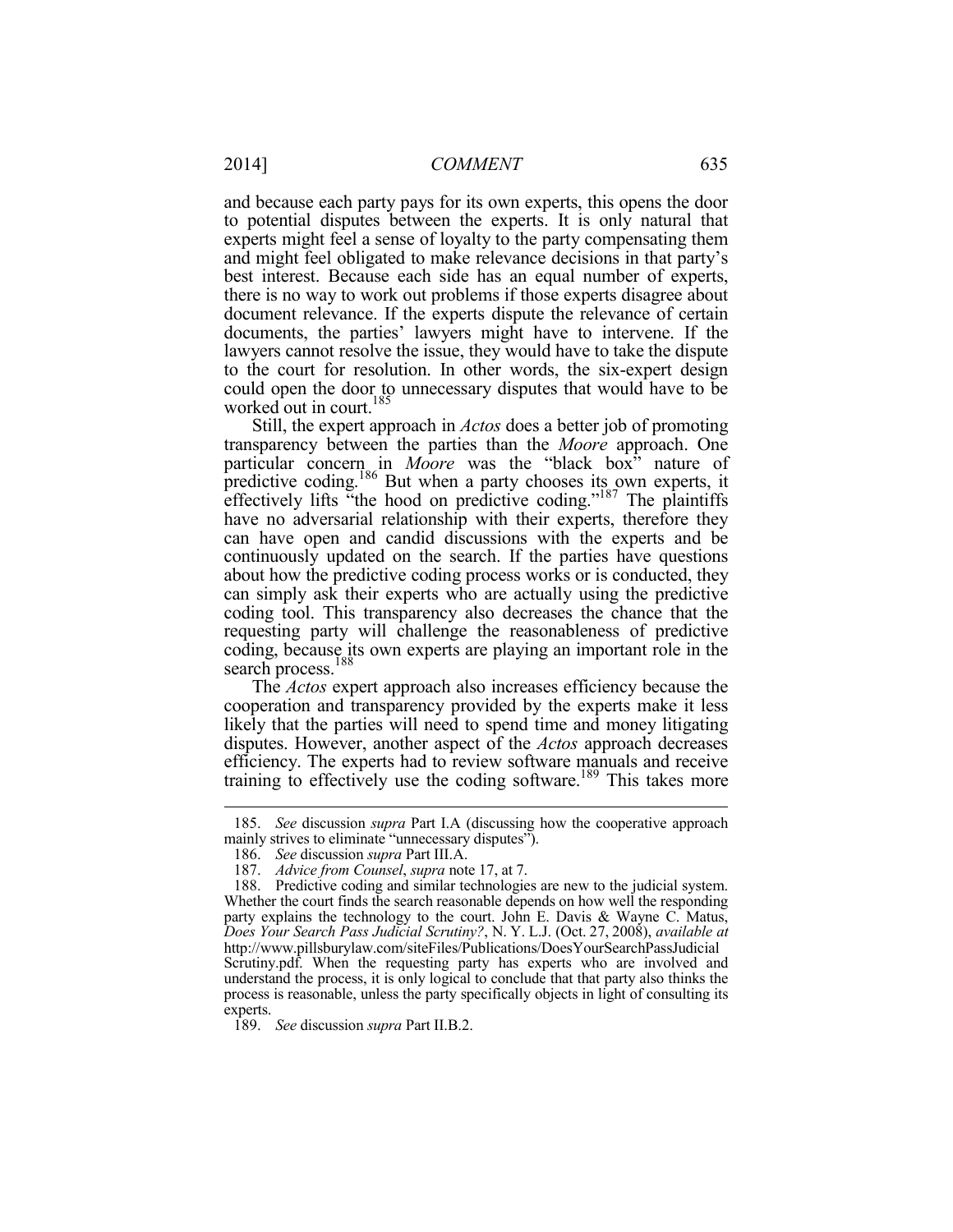and because each party pays for its own experts, this opens the door to potential disputes between the experts. It is only natural that experts might feel a sense of loyalty to the party compensating them and might feel obligated to make relevance decisions in that party's best interest. Because each side has an equal number of experts, there is no way to work out problems if those experts disagree about document relevance. If the experts dispute the relevance of certain documents, the parties' lawyers might have to intervene. If the lawyers cannot resolve the issue, they would have to take the dispute to the court for resolution. In other words, the six-expert design could open the door to unnecessary disputes that would have to be worked out in court.[185]

Still, the expert approach in *Actos* does a better job of promoting transparency between the parties than the *Moore* approach. One particular concern in *Moore* was the "black box" nature of predictive coding.[186] But when a party chooses its own experts, it effectively lifts "the hood on predictive coding."[187] The plaintiffs have no adversarial relationship with their experts, therefore they can have open and candid discussions with the experts and be continuously updated on the search. If the parties have questions about how the predictive coding process works or is conducted, they can simply ask their experts who are actually using the predictive coding tool. This transparency also decreases the chance that the requesting party will challenge the reasonableness of predictive coding, because its own experts are playing an important role in the search process.[188]

The *Actos* expert approach also increases efficiency because the cooperation and transparency provided by the experts make it less likely that the parties will need to spend time and money litigating disputes. However, another aspect of the *Actos* approach decreases efficiency. The experts had to review software manuals and receive training to effectively use the coding software.[189] This takes more

---

185. *See* discussion *supra* Part I.A (discussing how the cooperative approach mainly strives to eliminate "unnecessary disputes").

186. *See* discussion *supra* Part III.A.

187. *Advice from Counsel*, *supra* note 17, at 7.

188. Predictive coding and similar technologies are new to the judicial system. Whether the court finds the search reasonable depends on how well the responding party explains the technology to the court. John E. Davis & Wayne C. Matus, *Does Your Search Pass Judicial Scrutiny?*, N. Y. L.J. (Oct. 27, 2008), *available at* http://www.pillsburylaw.com/siteFiles/Publications/DoesYourSearchPassJudicial Scrutiny.pdf. When the requesting party has experts who are involved and understand the process, it is only logical to conclude that that party also thinks the process is reasonable, unless the party specifically objects in light of consulting its experts.

189. *See* discussion *supra* Part II.B.2.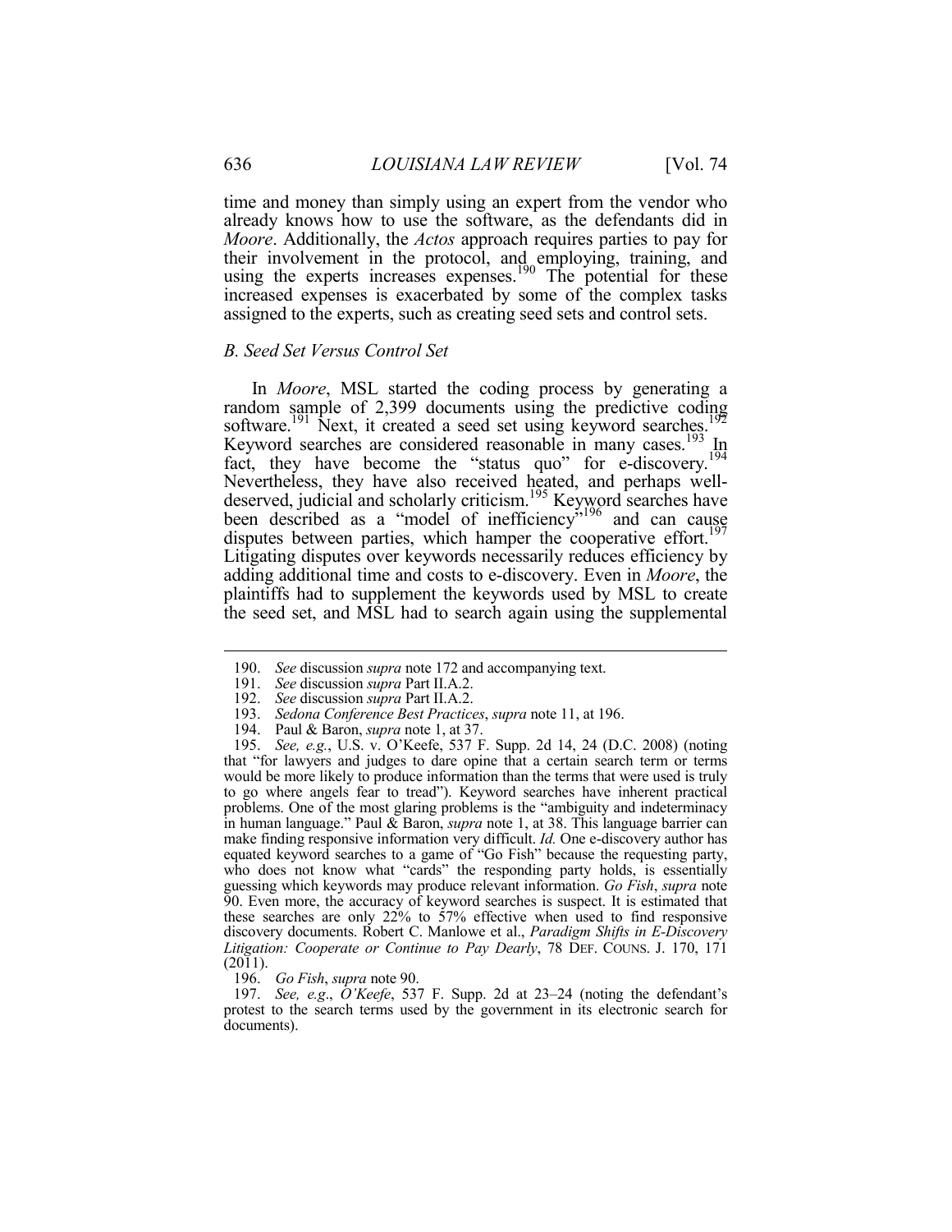time and money than simply using an expert from the vendor who already knows how to use the software, as the defendants did in *Moore*. Additionally, the *Actos* approach requires parties to pay for their involvement in the protocol, and employing, training, and using the experts increases expenses.[190] The potential for these increased expenses is exacerbated by some of the complex tasks assigned to the experts, such as creating seed sets and control sets.

### *B. Seed Set Versus Control Set*

In *Moore*, MSL started the coding process by generating a random sample of 2,399 documents using the predictive coding software.[191] Next, it created a seed set using keyword searches.[192] Keyword searches are considered reasonable in many cases.[193] In fact, they have become the "status quo" for e-discovery.[194] Nevertheless, they have also received heated, and perhaps well-deserved, judicial and scholarly criticism.[195] Keyword searches have been described as a "model of inefficiency"[196] and can cause disputes between parties, which hamper the cooperative effort.[197] Litigating disputes over keywords necessarily reduces efficiency by adding additional time and costs to e-discovery. Even in *Moore*, the plaintiffs had to supplement the keywords used by MSL to create the seed set, and MSL had to search again using the supplemental

---

190. *See* discussion *supra* note 172 and accompanying text.

191. *See* discussion *supra* Part II.A.2.

192. *See* discussion *supra* Part II.A.2.

193. *Sedona Conference Best Practices*, *supra* note 11, at 196.

194. Paul & Baron, *supra* note 1, at 37.

195. *See, e.g.*, U.S. v. O'Keefe, 537 F. Supp. 2d 14, 24 (D.C. 2008) (noting that "for lawyers and judges to dare opine that a certain search term or terms would be more likely to produce information than the terms that were used is truly to go where angels fear to tread"). Keyword searches have inherent practical problems. One of the most glaring problems is the "ambiguity and indeterminacy in human language." Paul & Baron, *supra* note 1, at 38. This language barrier can make finding responsive information very difficult. *Id.* One e-discovery author has equated keyword searches to a game of "Go Fish" because the requesting party, who does not know what "cards" the responding party holds, is essentially guessing which keywords may produce relevant information. *Go Fish*, *supra* note 90. Even more, the accuracy of keyword searches is suspect. It is estimated that these searches are only 22% to 57% effective when used to find responsive discovery documents. Robert C. Manlowe et al., *Paradigm Shifts in E-Discovery Litigation: Cooperate or Continue to Pay Dearly*, 78 DEF. COUNS. J. 170, 171 (2011).

196. *Go Fish*, *supra* note 90.

197. *See, e.g.*, *O'Keefe*, 537 F. Supp. 2d at 23–24 (noting the defendant's protest to the search terms used by the government in its electronic search for documents).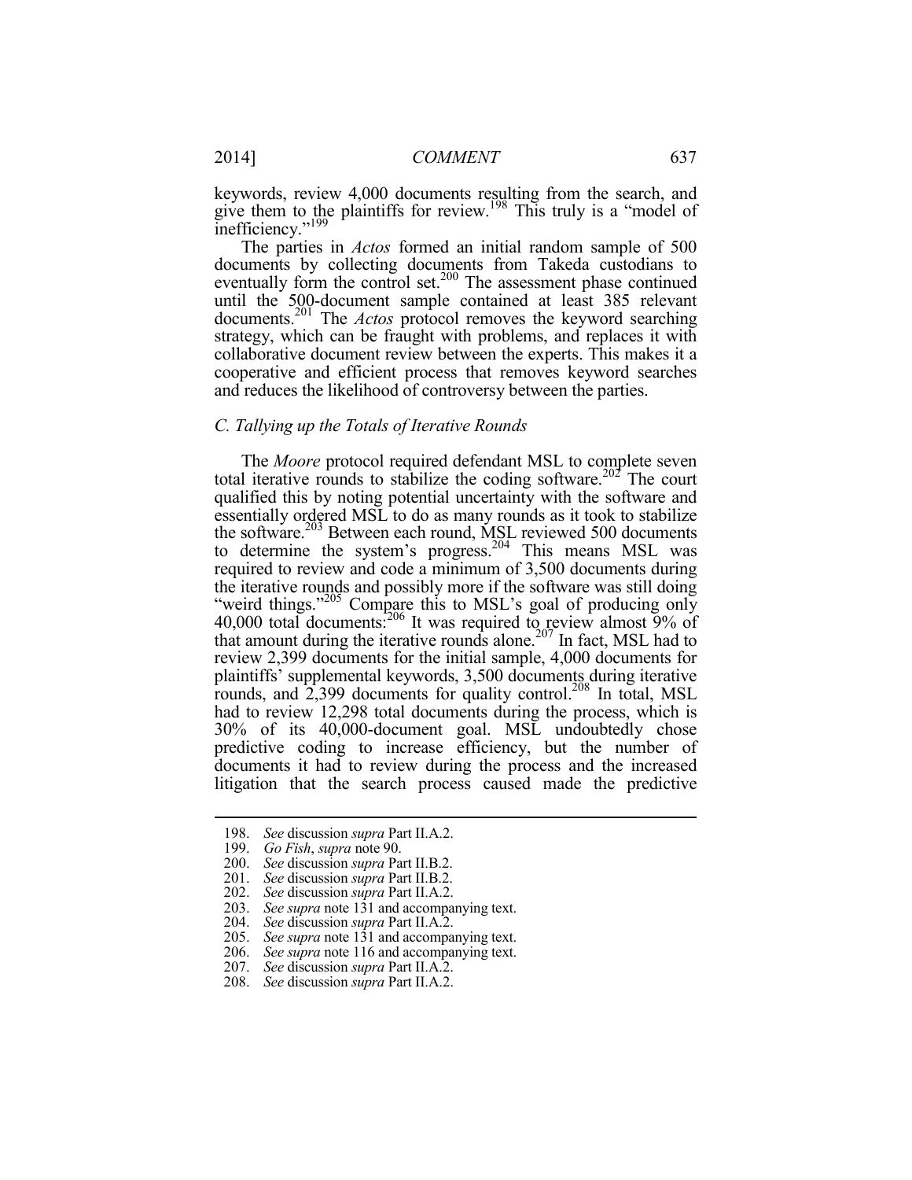keywords, review 4,000 documents resulting from the search, and give them to the plaintiffs for review.[198] This truly is a "model of inefficiency."[199]

The parties in *Actos* formed an initial random sample of 500 documents by collecting documents from Takeda custodians to eventually form the control set.[200] The assessment phase continued until the 500-document sample contained at least 385 relevant documents.[201] The *Actos* protocol removes the keyword searching strategy, which can be fraught with problems, and replaces it with collaborative document review between the experts. This makes it a cooperative and efficient process that removes keyword searches and reduces the likelihood of controversy between the parties.

### *C. Tallying up the Totals of Iterative Rounds*

The *Moore* protocol required defendant MSL to complete seven total iterative rounds to stabilize the coding software.[202] The court qualified this by noting potential uncertainty with the software and essentially ordered MSL to do as many rounds as it took to stabilize the software.[203] Between each round, MSL reviewed 500 documents to determine the system's progress.[204] This means MSL was required to review and code a minimum of 3,500 documents during the iterative rounds and possibly more if the software was still doing "weird things."[205] Compare this to MSL's goal of producing only 40,000 total documents:[206] It was required to review almost 9% of that amount during the iterative rounds alone.[207] In fact, MSL had to review 2,399 documents for the initial sample, 4,000 documents for plaintiffs' supplemental keywords, 3,500 documents during iterative rounds, and 2,399 documents for quality control.[208] In total, MSL had to review 12,298 total documents during the process, which is 30% of its 40,000-document goal. MSL undoubtedly chose predictive coding to increase efficiency, but the number of documents it had to review during the process and the increased litigation that the search process caused made the predictive

---

198. *See* discussion *supra* Part II.A.2.
199. *Go Fish*, *supra* note 90.
200. *See* discussion *supra* Part II.B.2.
201. *See* discussion *supra* Part II.B.2.
202. *See* discussion *supra* Part II.A.2.
203. *See supra* note 131 and accompanying text.
204. *See* discussion *supra* Part II.A.2.
205. *See supra* note 131 and accompanying text.
206. *See supra* note 116 and accompanying text.
207. *See* discussion *supra* Part II.A.2.
208. *See* discussion *supra* Part II.A.2.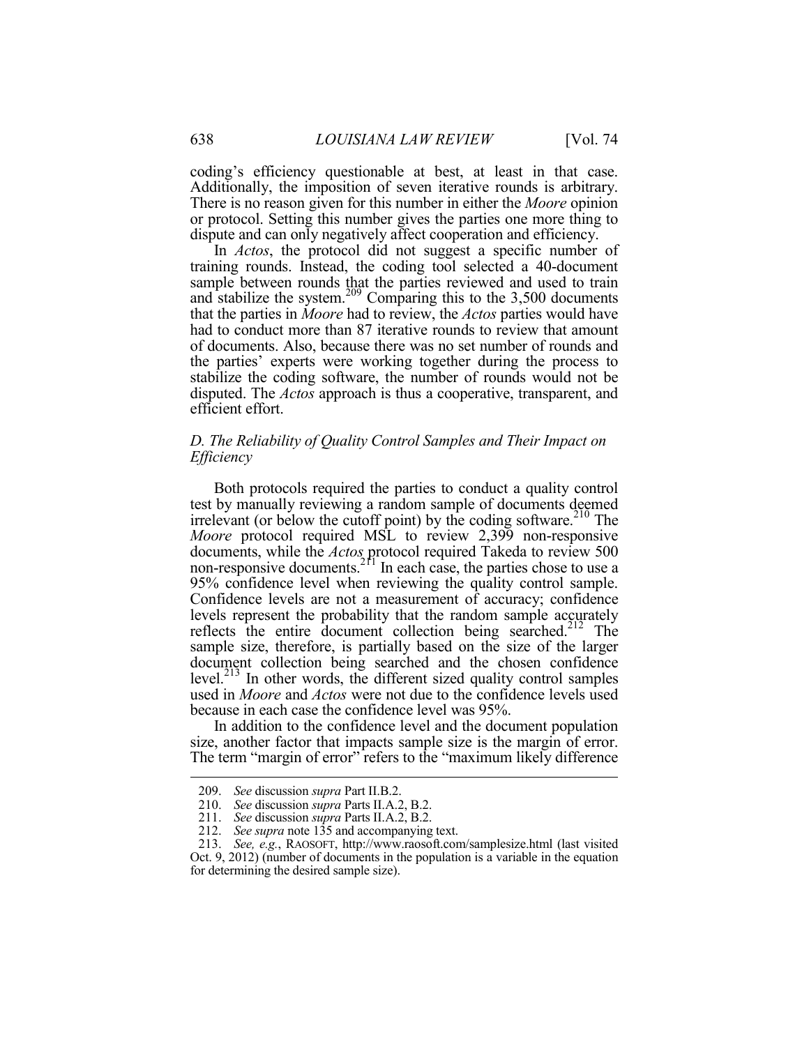coding's efficiency questionable at best, at least in that case. Additionally, the imposition of seven iterative rounds is arbitrary. There is no reason given for this number in either the *Moore* opinion or protocol. Setting this number gives the parties one more thing to dispute and can only negatively affect cooperation and efficiency.

In *Actos*, the protocol did not suggest a specific number of training rounds. Instead, the coding tool selected a 40-document sample between rounds that the parties reviewed and used to train and stabilize the system.[209] Comparing this to the 3,500 documents that the parties in *Moore* had to review, the *Actos* parties would have had to conduct more than 87 iterative rounds to review that amount of documents. Also, because there was no set number of rounds and the parties' experts were working together during the process to stabilize the coding software, the number of rounds would not be disputed. The *Actos* approach is thus a cooperative, transparent, and efficient effort.

### *D. The Reliability of Quality Control Samples and Their Impact on Efficiency*

Both protocols required the parties to conduct a quality control test by manually reviewing a random sample of documents deemed irrelevant (or below the cutoff point) by the coding software.[210] The *Moore* protocol required MSL to review 2,399 non-responsive documents, while the *Actos* protocol required Takeda to review 500 non-responsive documents.[211] In each case, the parties chose to use a 95% confidence level when reviewing the quality control sample. Confidence levels are not a measurement of accuracy; confidence levels represent the probability that the random sample accurately reflects the entire document collection being searched.[212] The sample size, therefore, is partially based on the size of the larger document collection being searched and the chosen confidence level.[213] In other words, the different sized quality control samples used in *Moore* and *Actos* were not due to the confidence levels used because in each case the confidence level was 95%.

In addition to the confidence level and the document population size, another factor that impacts sample size is the margin of error. The term "margin of error" refers to the "maximum likely difference

---

209. *See* discussion *supra* Part II.B.2.

210. *See* discussion *supra* Parts II.A.2, B.2.

211. *See* discussion *supra* Parts II.A.2, B.2.

212. *See supra* note 135 and accompanying text.

213. *See, e.g.*, RAOSOFT, http://www.raosoft.com/samplesize.html (last visited Oct. 9, 2012) (number of documents in the population is a variable in the equation for determining the desired sample size).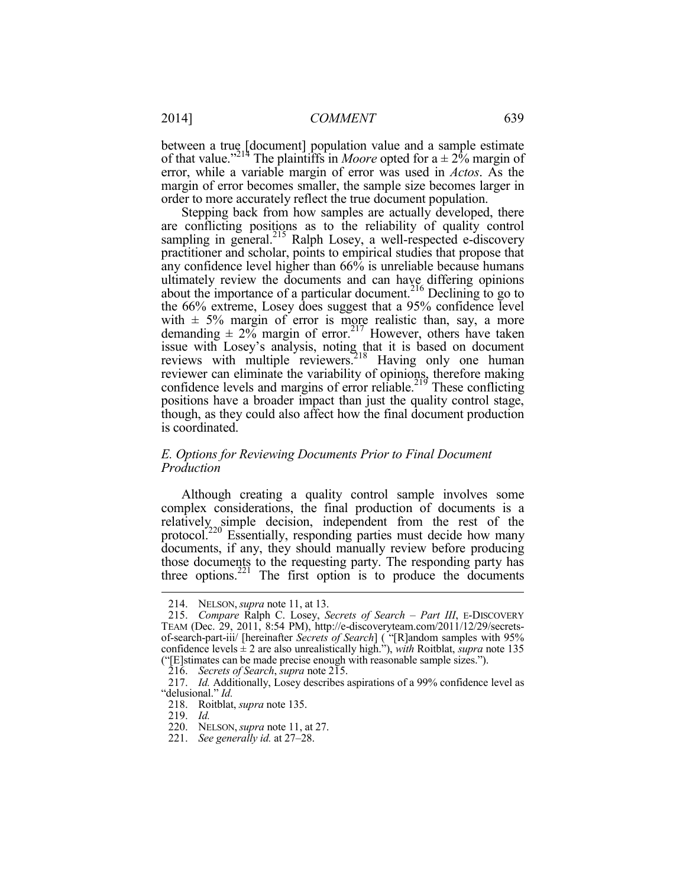between a true [document] population value and a sample estimate of that value."[214] The plaintiffs in *Moore* opted for a ± 2% margin of error, while a variable margin of error was used in *Actos*. As the margin of error becomes smaller, the sample size becomes larger in order to more accurately reflect the true document population.

Stepping back from how samples are actually developed, there are conflicting positions as to the reliability of quality control sampling in general.[215] Ralph Losey, a well-respected e-discovery practitioner and scholar, points to empirical studies that propose that any confidence level higher than 66% is unreliable because humans ultimately review the documents and can have differing opinions about the importance of a particular document.[216] Declining to go to the 66% extreme, Losey does suggest that a 95% confidence level with ± 5% margin of error is more realistic than, say, a more demanding ± 2% margin of error.[217] However, others have taken issue with Losey's analysis, noting that it is based on document reviews with multiple reviewers.[218] Having only one human reviewer can eliminate the variability of opinions, therefore making confidence levels and margins of error reliable.[219] These conflicting positions have a broader impact than just the quality control stage, though, as they could also affect how the final document production is coordinated.

## *E. Options for Reviewing Documents Prior to Final Document Production*

Although creating a quality control sample involves some complex considerations, the final production of documents is a relatively simple decision, independent from the rest of the protocol.[220] Essentially, responding parties must decide how many documents, if any, they should manually review before producing those documents to the requesting party. The responding party has three options.[221] The first option is to produce the documents

---

214. NELSON, *supra* note 11, at 13.

215. *Compare* Ralph C. Losey, *Secrets of Search – Part III*, E-DISCOVERY TEAM (Dec. 29, 2011, 8:54 PM), http://e-discoveryteam.com/2011/12/29/secrets-of-search-part-iii/ [hereinafter *Secrets of Search*] ( "[R]andom samples with 95% confidence levels ± 2 are also unrealistically high."), *with* Roitblat, *supra* note 135 ("[E]stimates can be made precise enough with reasonable sample sizes.").

216. *Secrets of Search*, *supra* note 215.

217. *Id.* Additionally, Losey describes aspirations of a 99% confidence level as "delusional." *Id.*

218. Roitblat, *supra* note 135.

219. *Id.*

220. NELSON, *supra* note 11, at 27.

221. *See generally id.* at 27–28.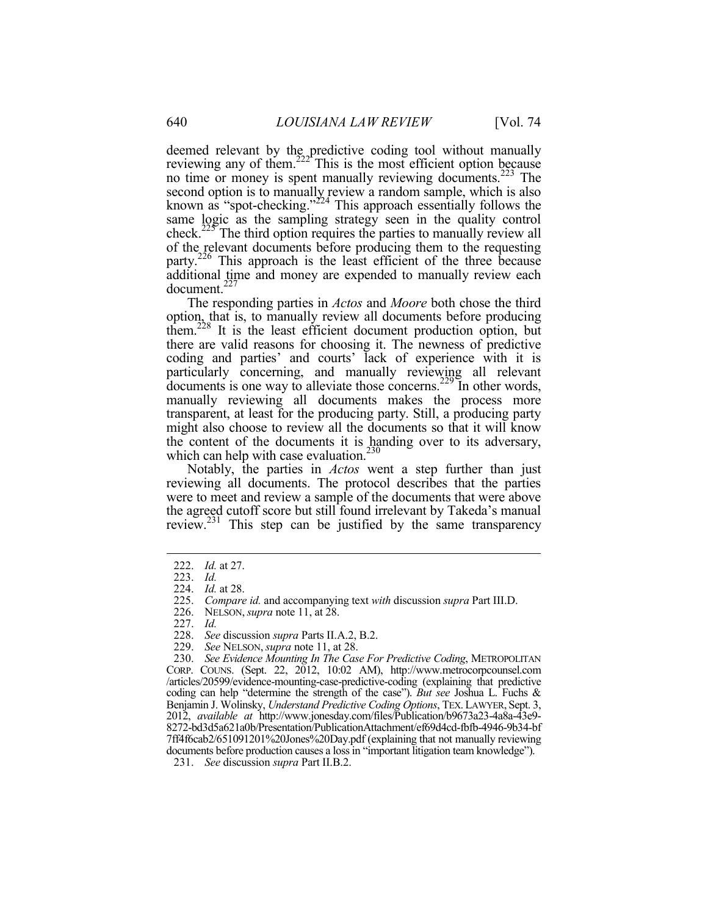deemed relevant by the predictive coding tool without manually reviewing any of them.[222] This is the most efficient option because no time or money is spent manually reviewing documents.[223] The second option is to manually review a random sample, which is also known as "spot-checking."[224] This approach essentially follows the same logic as the sampling strategy seen in the quality control check.[225] The third option requires the parties to manually review all of the relevant documents before producing them to the requesting party.[226] This approach is the least efficient of the three because additional time and money are expended to manually review each document.[227]

The responding parties in *Actos* and *Moore* both chose the third option, that is, to manually review all documents before producing them.[228] It is the least efficient document production option, but there are valid reasons for choosing it. The newness of predictive coding and parties' and courts' lack of experience with it is particularly concerning, and manually reviewing all relevant documents is one way to alleviate those concerns.[229] In other words, manually reviewing all documents makes the process more transparent, at least for the producing party. Still, a producing party might also choose to review all the documents so that it will know the content of the documents it is handing over to its adversary, which can help with case evaluation.[230]

Notably, the parties in *Actos* went a step further than just reviewing all documents. The protocol describes that the parties were to meet and review a sample of the documents that were above the agreed cutoff score but still found irrelevant by Takeda's manual review.[231] This step can be justified by the same transparency

---

222. *Id.* at 27.

223. *Id.*

224. *Id.* at 28.

225. *Compare id.* and accompanying text *with* discussion *supra* Part III.D.

226. NELSON, *supra* note 11, at 28.

227. *Id.*

228. *See* discussion *supra* Parts II.A.2, B.2.

229. *See* NELSON, *supra* note 11, at 28.

230. *See Evidence Mounting In The Case For Predictive Coding*, METROPOLITAN CORP. COUNS. (Sept. 22, 2012, 10:02 AM), http://www.metrocorpcounsel.com/articles/20599/evidence-mounting-case-predictive-coding (explaining that predictive coding can help "determine the strength of the case"). *But see* Joshua L. Fuchs & Benjamin J. Wolinsky, *Understand Predictive Coding Options*, TEX. LAWYER, Sept. 3, 2012, *available at* http://www.jonesday.com/files/Publication/b9673a23-4a8a-43e9-8272-bd3d5a621a0b/Presentation/PublicationAttachment/ef69d4cd-fbfb-4946-9b34-bf7ff4f6cab2/651091201%20Jones%20Day.pdf (explaining that not manually reviewing documents before production causes a loss in "important litigation team knowledge").

231. *See* discussion *supra* Part II.B.2.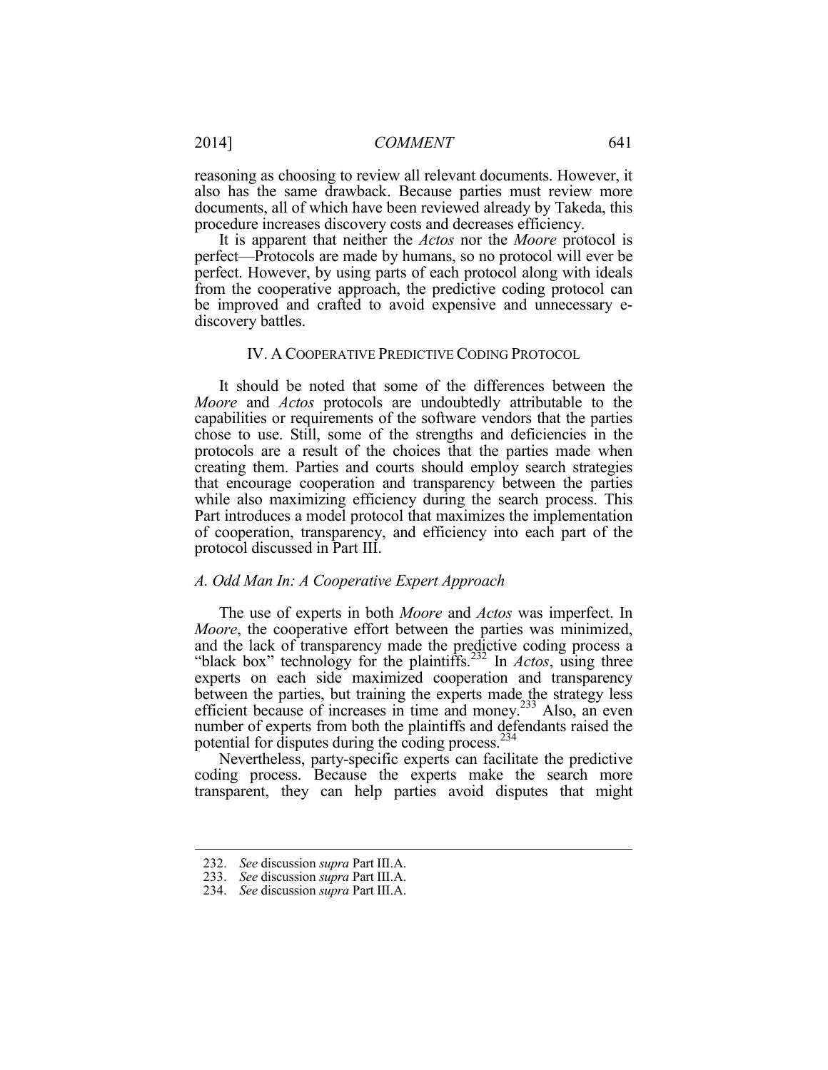reasoning as choosing to review all relevant documents. However, it also has the same drawback. Because parties must review more documents, all of which have been reviewed already by Takeda, this procedure increases discovery costs and decreases efficiency.

It is apparent that neither the *Actos* nor the *Moore* protocol is perfect—Protocols are made by humans, so no protocol will ever be perfect. However, by using parts of each protocol along with ideals from the cooperative approach, the predictive coding protocol can be improved and crafted to avoid expensive and unnecessary e-discovery battles.

## IV. A COOPERATIVE PREDICTIVE CODING PROTOCOL

It should be noted that some of the differences between the *Moore* and *Actos* protocols are undoubtedly attributable to the capabilities or requirements of the software vendors that the parties chose to use. Still, some of the strengths and deficiencies in the protocols are a result of the choices that the parties made when creating them. Parties and courts should employ search strategies that encourage cooperation and transparency between the parties while also maximizing efficiency during the search process. This Part introduces a model protocol that maximizes the implementation of cooperation, transparency, and efficiency into each part of the protocol discussed in Part III.

### *A. Odd Man In: A Cooperative Expert Approach*

The use of experts in both *Moore* and *Actos* was imperfect. In *Moore*, the cooperative effort between the parties was minimized, and the lack of transparency made the predictive coding process a "black box" technology for the plaintiffs.[232] In *Actos*, using three experts on each side maximized cooperation and transparency between the parties, but training the experts made the strategy less efficient because of increases in time and money.[233] Also, an even number of experts from both the plaintiffs and defendants raised the potential for disputes during the coding process.[234]

Nevertheless, party-specific experts can facilitate the predictive coding process. Because the experts make the search more transparent, they can help parties avoid disputes that might

---

232. *See* discussion *supra* Part III.A.

233. *See* discussion *supra* Part III.A.

234. *See* discussion *supra* Part III.A.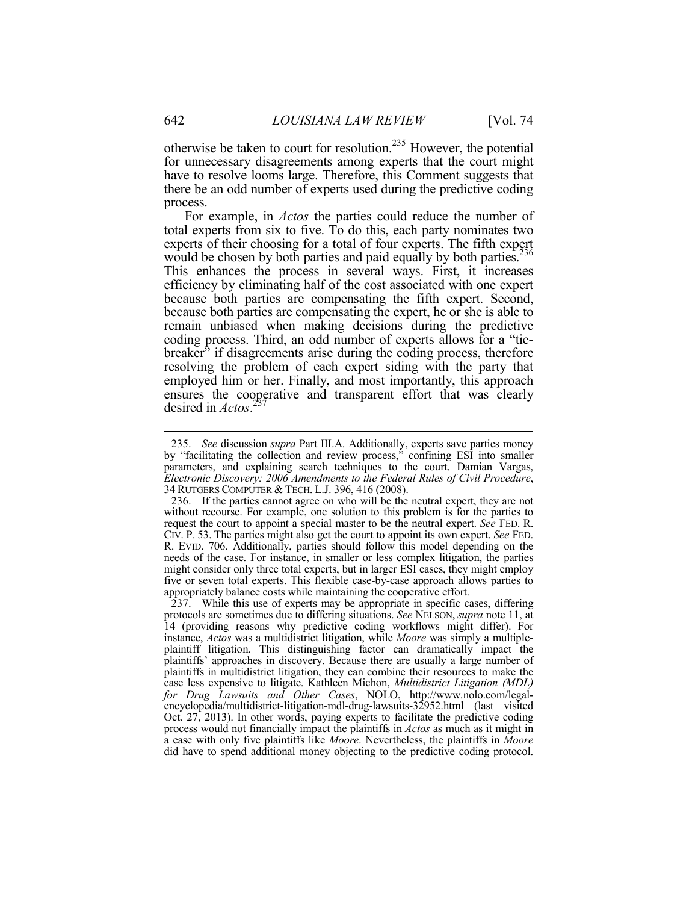otherwise be taken to court for resolution.[235] However, the potential for unnecessary disagreements among experts that the court might have to resolve looms large. Therefore, this Comment suggests that there be an odd number of experts used during the predictive coding process.

For example, in *Actos* the parties could reduce the number of total experts from six to five. To do this, each party nominates two experts of their choosing for a total of four experts. The fifth expert would be chosen by both parties and paid equally by both parties.[236] This enhances the process in several ways. First, it increases efficiency by eliminating half of the cost associated with one expert because both parties are compensating the fifth expert. Second, because both parties are compensating the expert, he or she is able to remain unbiased when making decisions during the predictive coding process. Third, an odd number of experts allows for a "tie-breaker" if disagreements arise during the coding process, therefore resolving the problem of each expert siding with the party that employed him or her. Finally, and most importantly, this approach ensures the cooperative and transparent effort that was clearly desired in *Actos*.[237]

---

235. *See* discussion *supra* Part III.A. Additionally, experts save parties money by "facilitating the collection and review process," confining ESI into smaller parameters, and explaining search techniques to the court. Damian Vargas, *Electronic Discovery: 2006 Amendments to the Federal Rules of Civil Procedure*, 34 RUTGERS COMPUTER & TECH. L.J. 396, 416 (2008).

236. If the parties cannot agree on who will be the neutral expert, they are not without recourse. For example, one solution to this problem is for the parties to request the court to appoint a special master to be the neutral expert. *See* FED. R. CIV. P. 53. The parties might also get the court to appoint its own expert. *See* FED. R. EVID. 706. Additionally, parties should follow this model depending on the needs of the case. For instance, in smaller or less complex litigation, the parties might consider only three total experts, but in larger ESI cases, they might employ five or seven total experts. This flexible case-by-case approach allows parties to appropriately balance costs while maintaining the cooperative effort.

237. While this use of experts may be appropriate in specific cases, differing protocols are sometimes due to differing situations. *See* NELSON, *supra* note 11, at 14 (providing reasons why predictive coding workflows might differ). For instance, *Actos* was a multidistrict litigation, while *Moore* was simply a multiple-plaintiff litigation. This distinguishing factor can dramatically impact the plaintiffs' approaches in discovery. Because there are usually a large number of plaintiffs in multidistrict litigation, they can combine their resources to make the case less expensive to litigate. Kathleen Michon, *Multidistrict Litigation (MDL) for Drug Lawsuits and Other Cases*, NOLO, http://www.nolo.com/legal-encyclopedia/multidistrict-litigation-mdl-drug-lawsuits-32952.html (last visited Oct. 27, 2013). In other words, paying experts to facilitate the predictive coding process would not financially impact the plaintiffs in *Actos* as much as it might in a case with only five plaintiffs like *Moore*. Nevertheless, the plaintiffs in *Moore* did have to spend additional money objecting to the predictive coding protocol.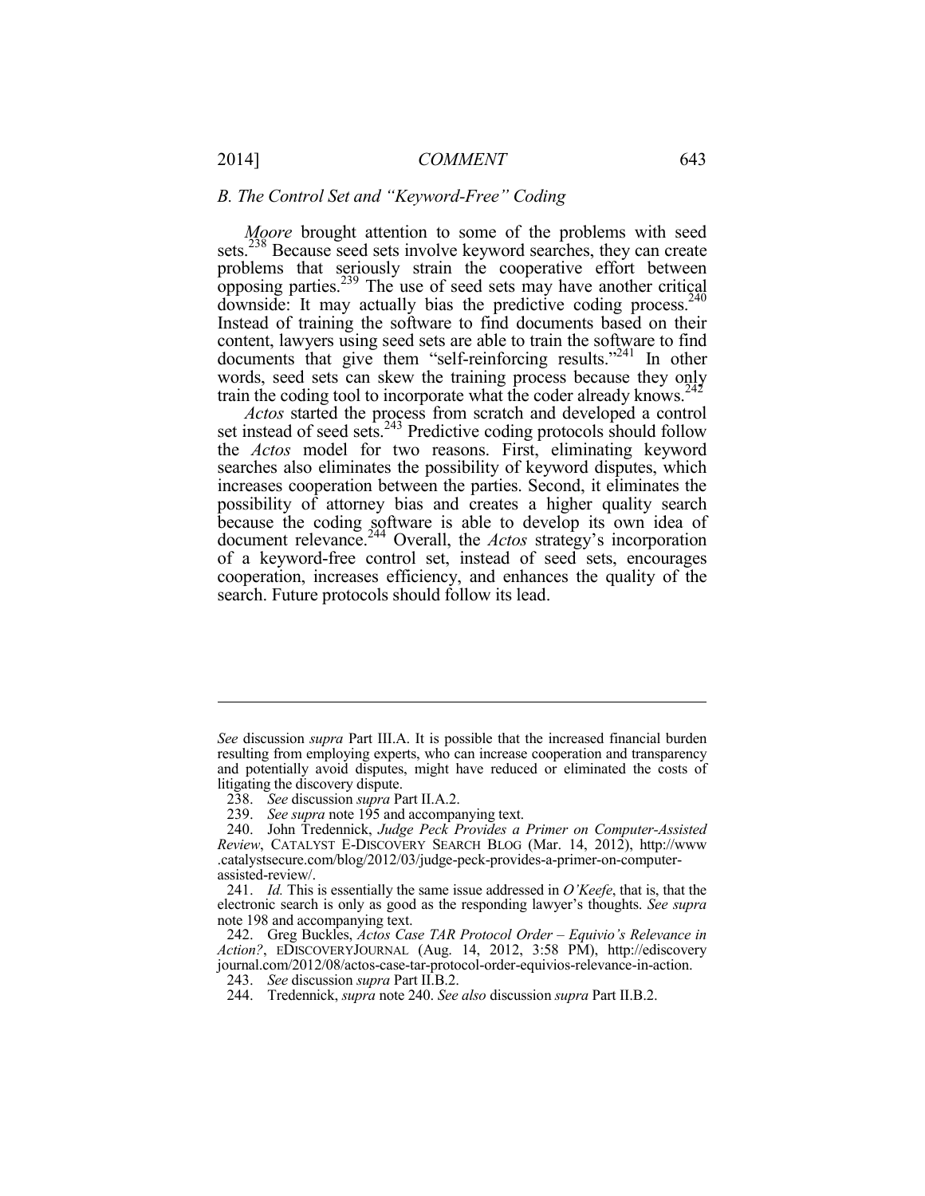### *B. The Control Set and "Keyword-Free" Coding*

*Moore* brought attention to some of the problems with seed sets.[238] Because seed sets involve keyword searches, they can create problems that seriously strain the cooperative effort between opposing parties.[239] The use of seed sets may have another critical downside: It may actually bias the predictive coding process.[240] Instead of training the software to find documents based on their content, lawyers using seed sets are able to train the software to find documents that give them "self-reinforcing results."[241] In other words, seed sets can skew the training process because they only train the coding tool to incorporate what the coder already knows.[242]

*Actos* started the process from scratch and developed a control set instead of seed sets.[243] Predictive coding protocols should follow the *Actos* model for two reasons. First, eliminating keyword searches also eliminates the possibility of keyword disputes, which increases cooperation between the parties. Second, it eliminates the possibility of attorney bias and creates a higher quality search because the coding software is able to develop its own idea of document relevance.[244] Overall, the *Actos* strategy's incorporation of a keyword-free control set, instead of seed sets, encourages cooperation, increases efficiency, and enhances the quality of the search. Future protocols should follow its lead.

---

*See* discussion *supra* Part III.A. It is possible that the increased financial burden resulting from employing experts, who can increase cooperation and transparency and potentially avoid disputes, might have reduced or eliminated the costs of litigating the discovery dispute.

238. *See* discussion *supra* Part II.A.2.

239. *See supra* note 195 and accompanying text.

240. John Tredennick, *Judge Peck Provides a Primer on Computer-Assisted Review*, CATALYST E-DISCOVERY SEARCH BLOG (Mar. 14, 2012), http://www.catalystsecure.com/blog/2012/03/judge-peck-provides-a-primer-on-computer-assisted-review/.

241. *Id.* This is essentially the same issue addressed in *O'Keefe*, that is, that the electronic search is only as good as the responding lawyer's thoughts. *See supra* note 198 and accompanying text.

242. Greg Buckles, *Actos Case TAR Protocol Order – Equivio's Relevance in Action?*, EDISCOVERYJOURNAL (Aug. 14, 2012, 3:58 PM), http://ediscoveryjournal.com/2012/08/actos-case-tar-protocol-order-equivios-relevance-in-action.

243. *See* discussion *supra* Part II.B.2.

244. Tredennick, *supra* note 240. *See also* discussion *supra* Part II.B.2.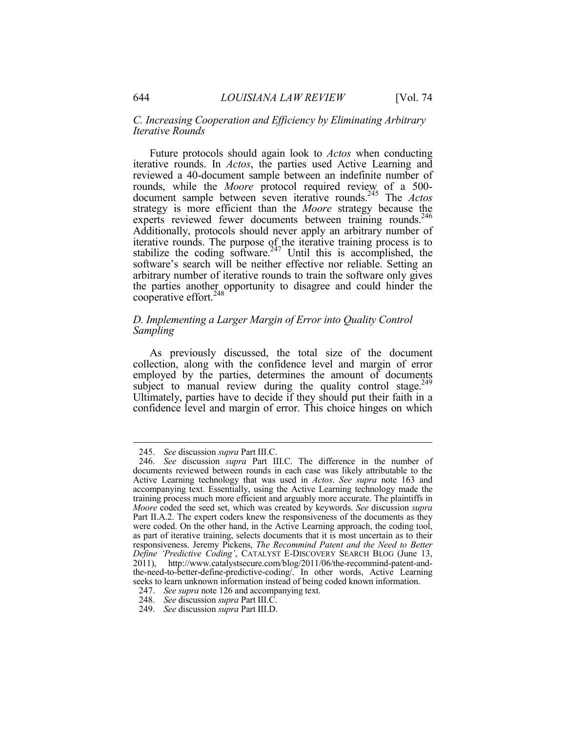### *C. Increasing Cooperation and Efficiency by Eliminating Arbitrary Iterative Rounds*

Future protocols should again look to *Actos* when conducting iterative rounds. In *Actos*, the parties used Active Learning and reviewed a 40-document sample between an indefinite number of rounds, while the *Moore* protocol required review of a 500-document sample between seven iterative rounds.[245] The *Actos* strategy is more efficient than the *Moore* strategy because the experts reviewed fewer documents between training rounds.[246] Additionally, protocols should never apply an arbitrary number of iterative rounds. The purpose of the iterative training process is to stabilize the coding software.[247] Until this is accomplished, the software's search will be neither effective nor reliable. Setting an arbitrary number of iterative rounds to train the software only gives the parties another opportunity to disagree and could hinder the cooperative effort.[248]

### *D. Implementing a Larger Margin of Error into Quality Control Sampling*

As previously discussed, the total size of the document collection, along with the confidence level and margin of error employed by the parties, determines the amount of documents subject to manual review during the quality control stage.[249] Ultimately, parties have to decide if they should put their faith in a confidence level and margin of error. This choice hinges on which

---

245. *See* discussion *supra* Part III.C.

246. *See* discussion *supra* Part III.C. The difference in the number of documents reviewed between rounds in each case was likely attributable to the Active Learning technology that was used in *Actos*. *See supra* note 163 and accompanying text. Essentially, using the Active Learning technology made the training process much more efficient and arguably more accurate. The plaintiffs in *Moore* coded the seed set, which was created by keywords. *See* discussion *supra* Part II.A.2. The expert coders knew the responsiveness of the documents as they were coded. On the other hand, in the Active Learning approach, the coding tool, as part of iterative training, selects documents that it is most uncertain as to their responsiveness. Jeremy Pickens, *The Recommind Patent and the Need to Better Define 'Predictive Coding'*, CATALYST E-DISCOVERY SEARCH BLOG (June 13, 2011), http://www.catalystsecure.com/blog/2011/06/the-recommind-patent-and-the-need-to-better-define-predictive-coding/. In other words, Active Learning seeks to learn unknown information instead of being coded known information.

247. *See supra* note 126 and accompanying text.

248. *See* discussion *supra* Part III.C.

249. *See* discussion *supra* Part III.D.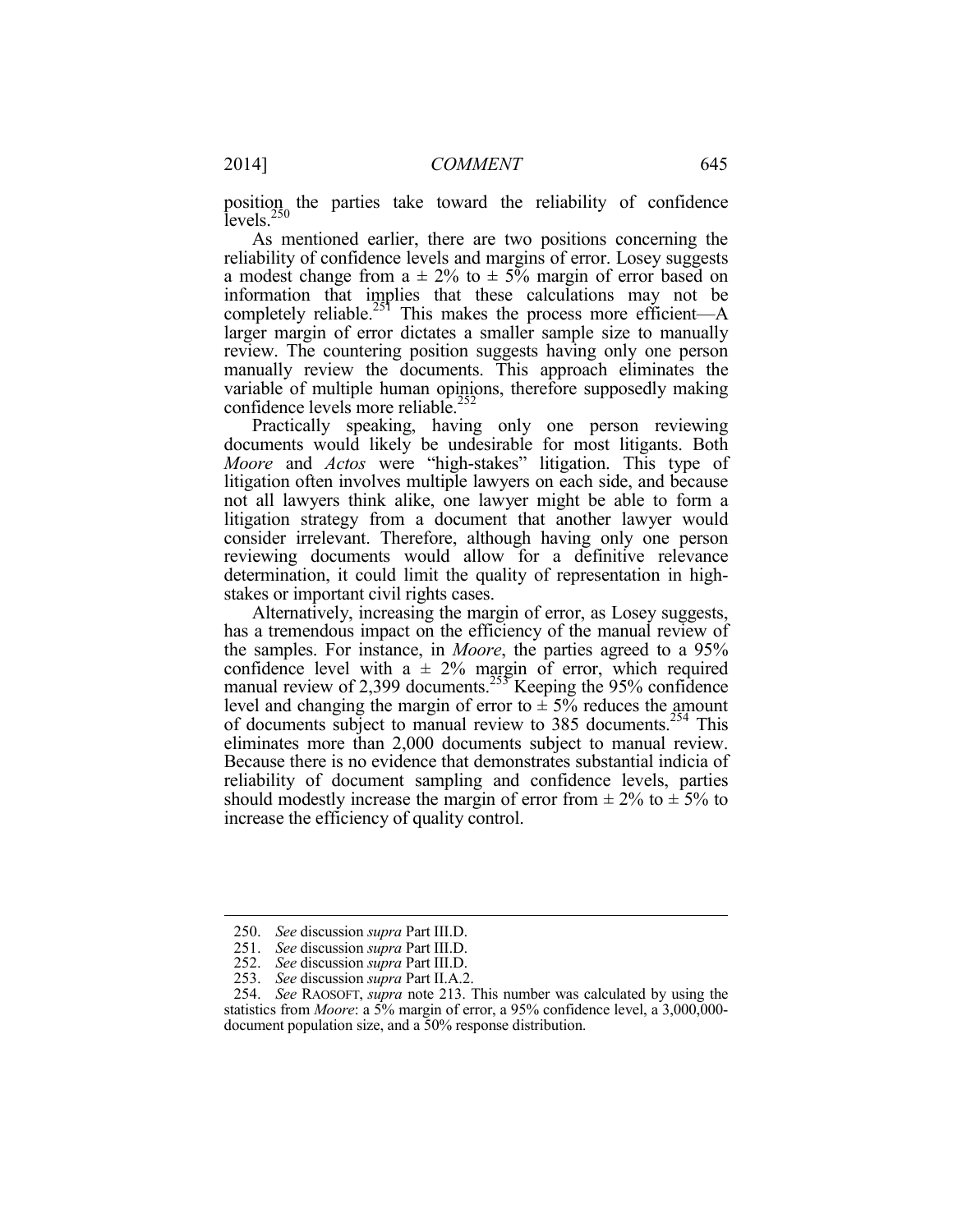position the parties take toward the reliability of confidence levels.[250]

As mentioned earlier, there are two positions concerning the reliability of confidence levels and margins of error. Losey suggests a modest change from a ± 2% to ± 5% margin of error based on information that implies that these calculations may not be completely reliable.[251] This makes the process more efficient—A larger margin of error dictates a smaller sample size to manually review. The countering position suggests having only one person manually review the documents. This approach eliminates the variable of multiple human opinions, therefore supposedly making confidence levels more reliable.[252]

Practically speaking, having only one person reviewing documents would likely be undesirable for most litigants. Both *Moore* and *Actos* were "high-stakes" litigation. This type of litigation often involves multiple lawyers on each side, and because not all lawyers think alike, one lawyer might be able to form a litigation strategy from a document that another lawyer would consider irrelevant. Therefore, although having only one person reviewing documents would allow for a definitive relevance determination, it could limit the quality of representation in high-stakes or important civil rights cases.

Alternatively, increasing the margin of error, as Losey suggests, has a tremendous impact on the efficiency of the manual review of the samples. For instance, in *Moore*, the parties agreed to a 95% confidence level with a ± 2% margin of error, which required manual review of 2,399 documents.[253] Keeping the 95% confidence level and changing the margin of error to ± 5% reduces the amount of documents subject to manual review to 385 documents.[254] This eliminates more than 2,000 documents subject to manual review. Because there is no evidence that demonstrates substantial indicia of reliability of document sampling and confidence levels, parties should modestly increase the margin of error from ± 2% to ± 5% to increase the efficiency of quality control.

---

250. *See* discussion *supra* Part III.D.

251. *See* discussion *supra* Part III.D.

252. *See* discussion *supra* Part III.D.

253. *See* discussion *supra* Part II.A.2.

254. *See* RAOSOFT, *supra* note 213. This number was calculated by using the statistics from *Moore*: a 5% margin of error, a 95% confidence level, a 3,000,000-document population size, and a 50% response distribution.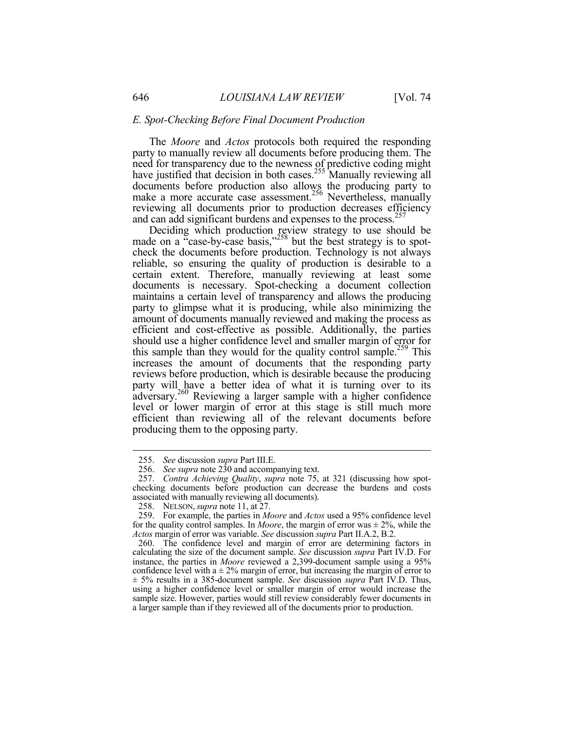### *E. Spot-Checking Before Final Document Production*

The *Moore* and *Actos* protocols both required the responding party to manually review all documents before producing them. The need for transparency due to the newness of predictive coding might have justified that decision in both cases.[255] Manually reviewing all documents before production also allows the producing party to make a more accurate case assessment.[256] Nevertheless, manually reviewing all documents prior to production decreases efficiency and can add significant burdens and expenses to the process.[257]

Deciding which production review strategy to use should be made on a "case-by-case basis,"[258] but the best strategy is to spot-check the documents before production. Technology is not always reliable, so ensuring the quality of production is desirable to a certain extent. Therefore, manually reviewing at least some documents is necessary. Spot-checking a document collection maintains a certain level of transparency and allows the producing party to glimpse what it is producing, while also minimizing the amount of documents manually reviewed and making the process as efficient and cost-effective as possible. Additionally, the parties should use a higher confidence level and smaller margin of error for this sample than they would for the quality control sample.[259] This increases the amount of documents that the responding party reviews before production, which is desirable because the producing party will have a better idea of what it is turning over to its adversary.[260] Reviewing a larger sample with a higher confidence level or lower margin of error at this stage is still much more efficient than reviewing all of the relevant documents before producing them to the opposing party.

---

255. *See* discussion *supra* Part III.E.

256. *See supra* note 230 and accompanying text.

257. *Contra Achieving Quality*, *supra* note 75, at 321 (discussing how spot-checking documents before production can decrease the burdens and costs associated with manually reviewing all documents).

258. NELSON, *supra* note 11, at 27.

259. For example, the parties in *Moore* and *Actos* used a 95% confidence level for the quality control samples. In *Moore*, the margin of error was ± 2%, while the *Actos* margin of error was variable. *See* discussion *supra* Part II.A.2, B.2.

260. The confidence level and margin of error are determining factors in calculating the size of the document sample. *See* discussion *supra* Part IV.D. For instance, the parties in *Moore* reviewed a 2,399-document sample using a 95% confidence level with a ± 2% margin of error, but increasing the margin of error to ± 5% results in a 385-document sample. *See* discussion *supra* Part IV.D. Thus, using a higher confidence level or smaller margin of error would increase the sample size. However, parties would still review considerably fewer documents in a larger sample than if they reviewed all of the documents prior to production.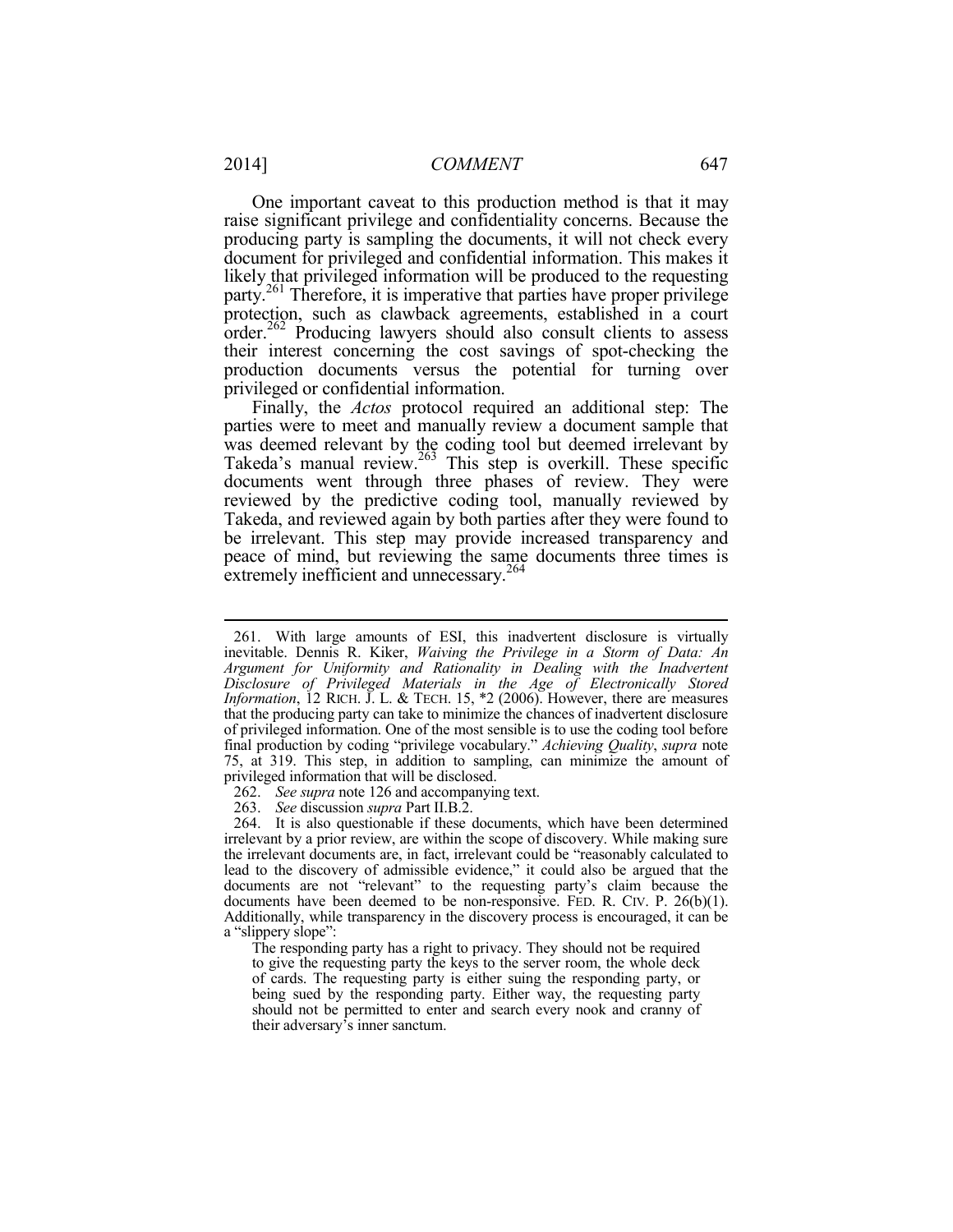One important caveat to this production method is that it may raise significant privilege and confidentiality concerns. Because the producing party is sampling the documents, it will not check every document for privileged and confidential information. This makes it likely that privileged information will be produced to the requesting party.[261] Therefore, it is imperative that parties have proper privilege protection, such as clawback agreements, established in a court order.[262] Producing lawyers should also consult clients to assess their interest concerning the cost savings of spot-checking the production documents versus the potential for turning over privileged or confidential information.

Finally, the *Actos* protocol required an additional step: The parties were to meet and manually review a document sample that was deemed relevant by the coding tool but deemed irrelevant by Takeda's manual review.[263] This step is overkill. These specific documents went through three phases of review. They were reviewed by the predictive coding tool, manually reviewed by Takeda, and reviewed again by both parties after they were found to be irrelevant. This step may provide increased transparency and peace of mind, but reviewing the same documents three times is extremely inefficient and unnecessary.[264]

---

261. With large amounts of ESI, this inadvertent disclosure is virtually inevitable. Dennis R. Kiker, *Waiving the Privilege in a Storm of Data: An Argument for Uniformity and Rationality in Dealing with the Inadvertent Disclosure of Privileged Materials in the Age of Electronically Stored Information*, 12 RICH. J. L. & TECH. 15, *2 (2006). However, there are measures that the producing party can take to minimize the chances of inadvertent disclosure of privileged information. One of the most sensible is to use the coding tool before final production by coding "privilege vocabulary." *Achieving Quality*, *supra* note 75, at 319. This step, in addition to sampling, can minimize the amount of privileged information that will be disclosed.

262. *See supra* note 126 and accompanying text.

263. *See* discussion *supra* Part II.B.2.

264. It is also questionable if these documents, which have been determined irrelevant by a prior review, are within the scope of discovery. While making sure the irrelevant documents are, in fact, irrelevant could be "reasonably calculated to lead to the discovery of admissible evidence," it could also be argued that the documents are not "relevant" to the requesting party's claim because the documents have been deemed to be non-responsive. FED. R. CIV. P. 26(b)(1). Additionally, while transparency in the discovery process is encouraged, it can be a "slippery slope":

> The responding party has a right to privacy. They should not be required to give the requesting party the keys to the server room, the whole deck of cards. The requesting party is either suing the responding party, or being sued by the responding party. Either way, the requesting party should not be permitted to enter and search every nook and cranny of their adversary's inner sanctum.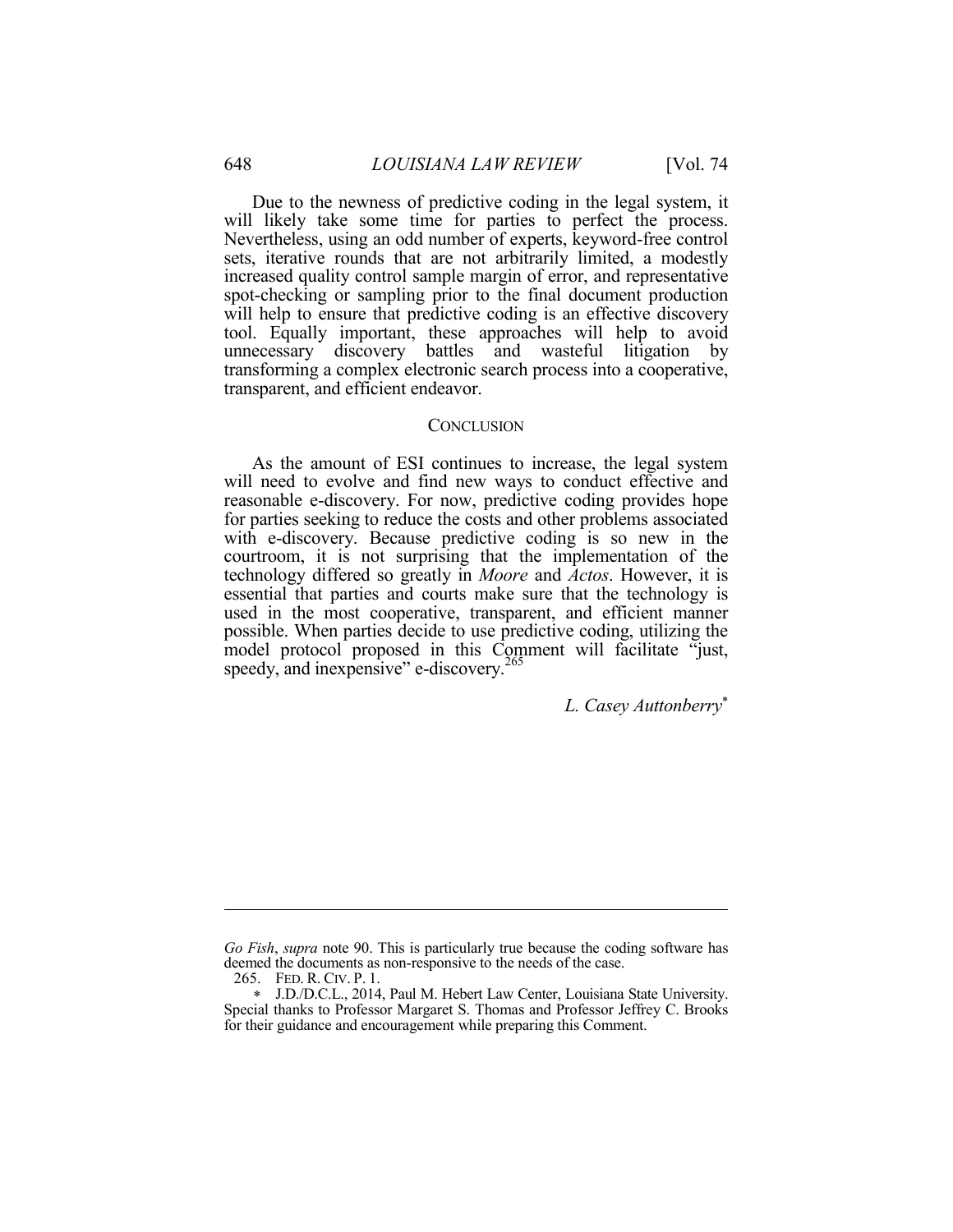Due to the newness of predictive coding in the legal system, it will likely take some time for parties to perfect the process. Nevertheless, using an odd number of experts, keyword-free control sets, iterative rounds that are not arbitrarily limited, a modestly increased quality control sample margin of error, and representative spot-checking or sampling prior to the final document production will help to ensure that predictive coding is an effective discovery tool. Equally important, these approaches will help to avoid unnecessary discovery battles and wasteful litigation by transforming a complex electronic search process into a cooperative, transparent, and efficient endeavor.

## CONCLUSION

As the amount of ESI continues to increase, the legal system will need to evolve and find new ways to conduct effective and reasonable e-discovery. For now, predictive coding provides hope for parties seeking to reduce the costs and other problems associated with e-discovery. Because predictive coding is so new in the courtroom, it is not surprising that the implementation of the technology differed so greatly in *Moore* and *Actos*. However, it is essential that parties and courts make sure that the technology is used in the most cooperative, transparent, and efficient manner possible. When parties decide to use predictive coding, utilizing the model protocol proposed in this Comment will facilitate "just, speedy, and inexpensive" e-discovery.[265]

*L. Casey Auttonberry*[*]

---

*Go Fish*, *supra* note 90. This is particularly true because the coding software has deemed the documents as non-responsive to the needs of the case.

265. FED. R. CIV. P. 1.

\* J.D./D.C.L., 2014, Paul M. Hebert Law Center, Louisiana State University. Special thanks to Professor Margaret S. Thomas and Professor Jeffrey C. Brooks for their guidance and encouragement while preparing this Comment.